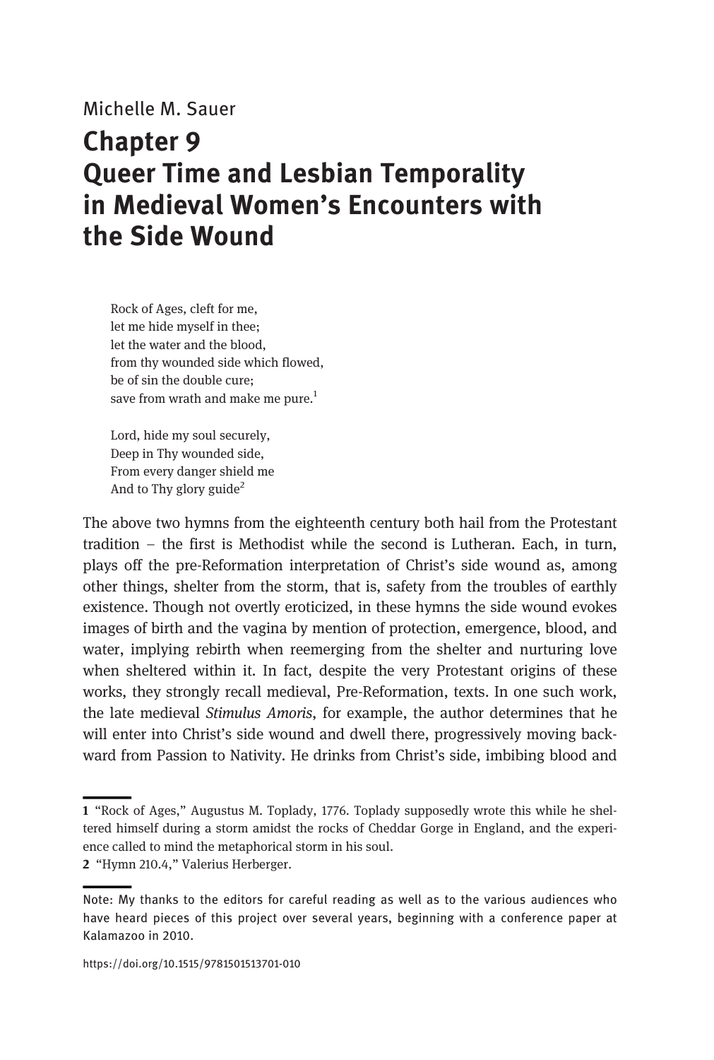Michelle M. Sauer

# Chapter 9 Queer Time and Lesbian Temporality in Medieval Women's Encounters with the Side Wound

> Rock of Ages, cleft for me,
> let me hide myself in thee;
> let the water and the blood,
> from thy wounded side which flowed,
> be of sin the double cure;
> save from wrath and make me pure.[1]
>
> Lord, hide my soul securely,
> Deep in Thy wounded side,
> From every danger shield me
> And to Thy glory guide[2]

The above two hymns from the eighteenth century both hail from the Protestant tradition – the first is Methodist while the second is Lutheran. Each, in turn, plays off the pre-Reformation interpretation of Christ's side wound as, among other things, shelter from the storm, that is, safety from the troubles of earthly existence. Though not overtly eroticized, in these hymns the side wound evokes images of birth and the vagina by mention of protection, emergence, blood, and water, implying rebirth when reemerging from the shelter and nurturing love when sheltered within it. In fact, despite the very Protestant origins of these works, they strongly recall medieval, Pre-Reformation, texts. In one such work, the late medieval *Stimulus Amoris*, for example, the author determines that he will enter into Christ's side wound and dwell there, progressively moving backward from Passion to Nativity. He drinks from Christ's side, imbibing blood and

---

**1** "Rock of Ages," Augustus M. Toplady, 1776. Toplady supposedly wrote this while he sheltered himself during a storm amidst the rocks of Cheddar Gorge in England, and the experience called to mind the metaphorical storm in his soul.

**2** "Hymn 210.4," Valerius Herberger.

---

Note: My thanks to the editors for careful reading as well as to the various audiences who have heard pieces of this project over several years, beginning with a conference paper at Kalamazoo in 2010.

https://doi.org/10.1515/9781501513701-010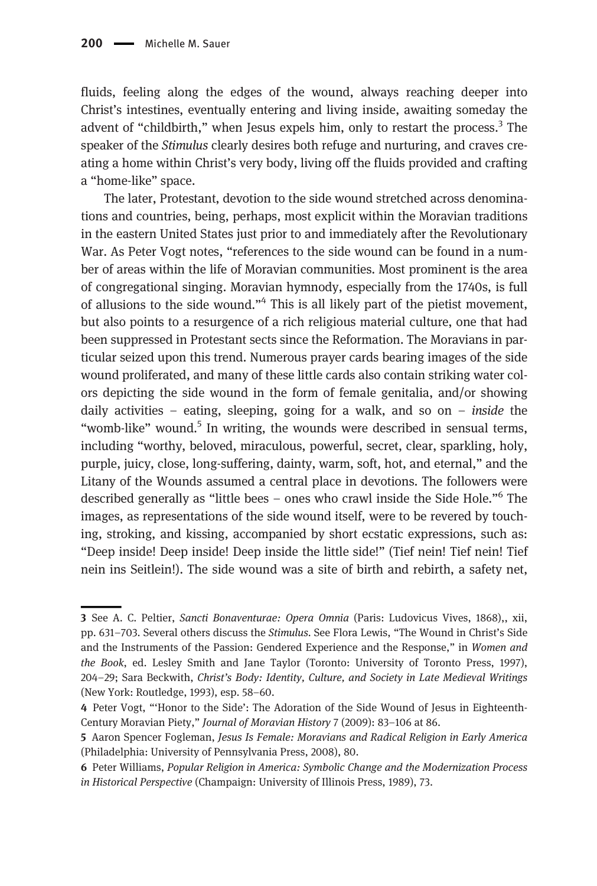fluids, feeling along the edges of the wound, always reaching deeper into Christ's intestines, eventually entering and living inside, awaiting someday the advent of "childbirth," when Jesus expels him, only to restart the process.[3] The speaker of the *Stimulus* clearly desires both refuge and nurturing, and craves creating a home within Christ's very body, living off the fluids provided and crafting a "home-like" space.

The later, Protestant, devotion to the side wound stretched across denominations and countries, being, perhaps, most explicit within the Moravian traditions in the eastern United States just prior to and immediately after the Revolutionary War. As Peter Vogt notes, "references to the side wound can be found in a number of areas within the life of Moravian communities. Most prominent is the area of congregational singing. Moravian hymnody, especially from the 1740s, is full of allusions to the side wound."[4] This is all likely part of the pietist movement, but also points to a resurgence of a rich religious material culture, one that had been suppressed in Protestant sects since the Reformation. The Moravians in particular seized upon this trend. Numerous prayer cards bearing images of the side wound proliferated, and many of these little cards also contain striking water colors depicting the side wound in the form of female genitalia, and/or showing daily activities – eating, sleeping, going for a walk, and so on – *inside* the "womb-like" wound.[5] In writing, the wounds were described in sensual terms, including "worthy, beloved, miraculous, powerful, secret, clear, sparkling, holy, purple, juicy, close, long-suffering, dainty, warm, soft, hot, and eternal," and the Litany of the Wounds assumed a central place in devotions. The followers were described generally as "little bees – ones who crawl inside the Side Hole."[6] The images, as representations of the side wound itself, were to be revered by touching, stroking, and kissing, accompanied by short ecstatic expressions, such as: "Deep inside! Deep inside! Deep inside the little side!" (Tief nein! Tief nein! Tief nein ins Seitlein!). The side wound was a site of birth and rebirth, a safety net,

---

3 See A. C. Peltier, *Sancti Bonaventurae: Opera Omnia* (Paris: Ludovicus Vives, 1868),, xii, pp. 631–703. Several others discuss the *Stimulus*. See Flora Lewis, "The Wound in Christ's Side and the Instruments of the Passion: Gendered Experience and the Response," in *Women and the Book*, ed. Lesley Smith and Jane Taylor (Toronto: University of Toronto Press, 1997), 204–29; Sara Beckwith, *Christ's Body: Identity, Culture, and Society in Late Medieval Writings* (New York: Routledge, 1993), esp. 58–60.

4 Peter Vogt, "'Honor to the Side': The Adoration of the Side Wound of Jesus in Eighteenth-Century Moravian Piety," *Journal of Moravian History* 7 (2009): 83–106 at 86.

5 Aaron Spencer Fogleman, *Jesus Is Female: Moravians and Radical Religion in Early America* (Philadelphia: University of Pennsylvania Press, 2008), 80.

6 Peter Williams, *Popular Religion in America: Symbolic Change and the Modernization Process in Historical Perspective* (Champaign: University of Illinois Press, 1989), 73.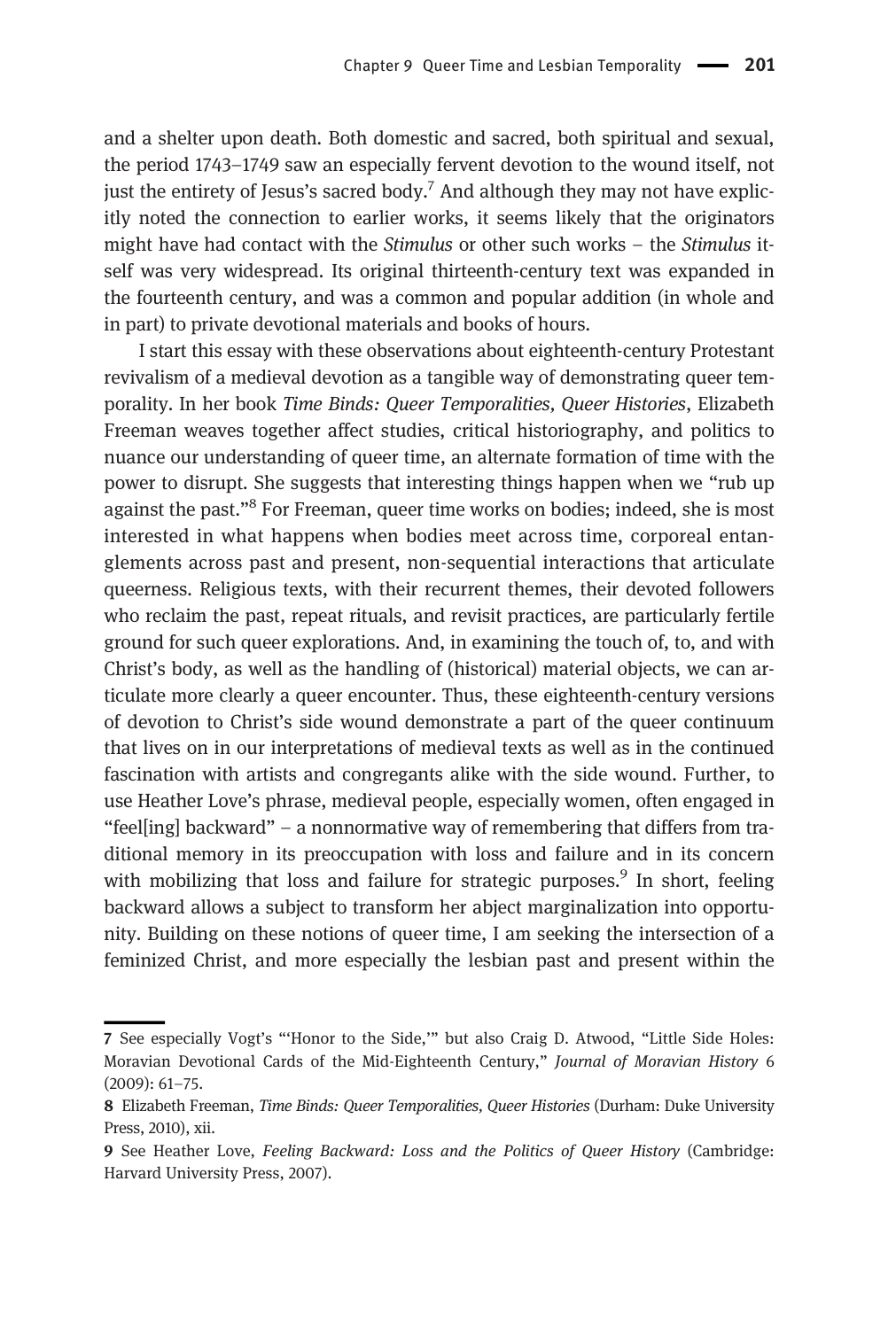and a shelter upon death. Both domestic and sacred, both spiritual and sexual, the period 1743–1749 saw an especially fervent devotion to the wound itself, not just the entirety of Jesus's sacred body.[7] And although they may not have explicitly noted the connection to earlier works, it seems likely that the originators might have had contact with the *Stimulus* or other such works – the *Stimulus* itself was very widespread. Its original thirteenth-century text was expanded in the fourteenth century, and was a common and popular addition (in whole and in part) to private devotional materials and books of hours.

I start this essay with these observations about eighteenth-century Protestant revivalism of a medieval devotion as a tangible way of demonstrating queer temporality. In her book *Time Binds: Queer Temporalities, Queer Histories*, Elizabeth Freeman weaves together affect studies, critical historiography, and politics to nuance our understanding of queer time, an alternate formation of time with the power to disrupt. She suggests that interesting things happen when we "rub up against the past."[8] For Freeman, queer time works on bodies; indeed, she is most interested in what happens when bodies meet across time, corporeal entanglements across past and present, non-sequential interactions that articulate queerness. Religious texts, with their recurrent themes, their devoted followers who reclaim the past, repeat rituals, and revisit practices, are particularly fertile ground for such queer explorations. And, in examining the touch of, to, and with Christ's body, as well as the handling of (historical) material objects, we can articulate more clearly a queer encounter. Thus, these eighteenth-century versions of devotion to Christ's side wound demonstrate a part of the queer continuum that lives on in our interpretations of medieval texts as well as in the continued fascination with artists and congregants alike with the side wound. Further, to use Heather Love's phrase, medieval people, especially women, often engaged in "feel[ing] backward" – a nonnormative way of remembering that differs from traditional memory in its preoccupation with loss and failure and in its concern with mobilizing that loss and failure for strategic purposes.[9] In short, feeling backward allows a subject to transform her abject marginalization into opportunity. Building on these notions of queer time, I am seeking the intersection of a feminized Christ, and more especially the lesbian past and present within the

---

7 See especially Vogt's "'Honor to the Side,'" but also Craig D. Atwood, "Little Side Holes: Moravian Devotional Cards of the Mid-Eighteenth Century," *Journal of Moravian History* 6 (2009): 61–75.

8 Elizabeth Freeman, *Time Binds: Queer Temporalities, Queer Histories* (Durham: Duke University Press, 2010), xii.

9 See Heather Love, *Feeling Backward: Loss and the Politics of Queer History* (Cambridge: Harvard University Press, 2007).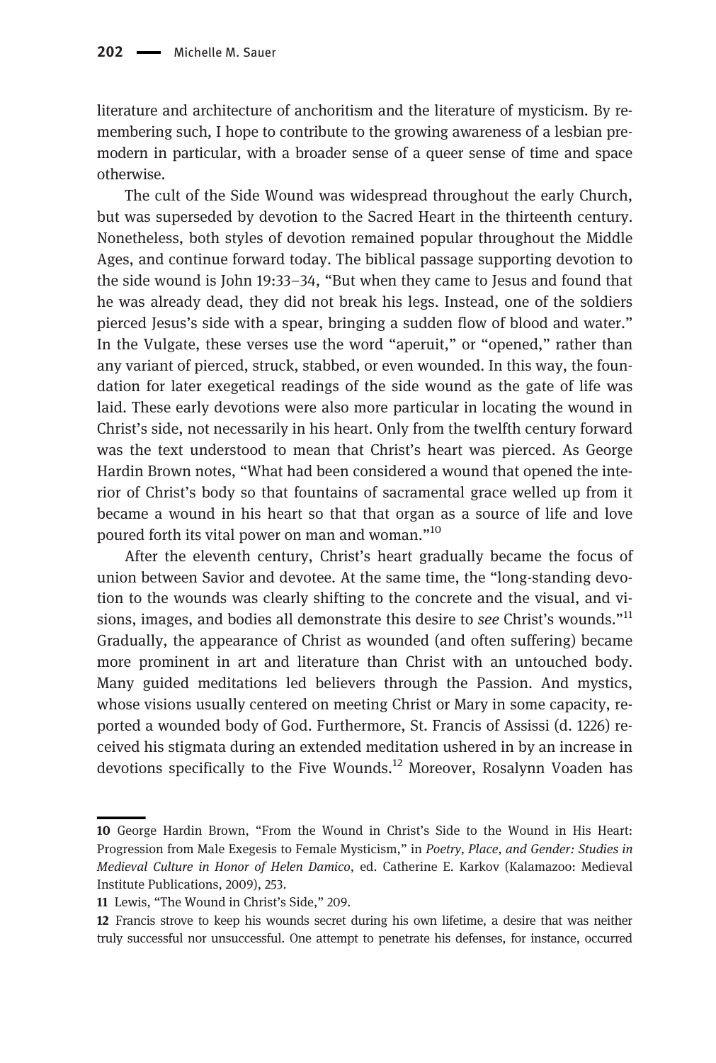literature and architecture of anchoritism and the literature of mysticism. By remembering such, I hope to contribute to the growing awareness of a lesbian premodern in particular, with a broader sense of a queer sense of time and space otherwise.

The cult of the Side Wound was widespread throughout the early Church, but was superseded by devotion to the Sacred Heart in the thirteenth century. Nonetheless, both styles of devotion remained popular throughout the Middle Ages, and continue forward today. The biblical passage supporting devotion to the side wound is John 19:33–34, "But when they came to Jesus and found that he was already dead, they did not break his legs. Instead, one of the soldiers pierced Jesus's side with a spear, bringing a sudden flow of blood and water." In the Vulgate, these verses use the word "aperuit," or "opened," rather than any variant of pierced, struck, stabbed, or even wounded. In this way, the foundation for later exegetical readings of the side wound as the gate of life was laid. These early devotions were also more particular in locating the wound in Christ's side, not necessarily in his heart. Only from the twelfth century forward was the text understood to mean that Christ's heart was pierced. As George Hardin Brown notes, "What had been considered a wound that opened the interior of Christ's body so that fountains of sacramental grace welled up from it became a wound in his heart so that that organ as a source of life and love poured forth its vital power on man and woman."[10]

After the eleventh century, Christ's heart gradually became the focus of union between Savior and devotee. At the same time, the "long-standing devotion to the wounds was clearly shifting to the concrete and the visual, and visions, images, and bodies all demonstrate this desire to *see* Christ's wounds."[11] Gradually, the appearance of Christ as wounded (and often suffering) became more prominent in art and literature than Christ with an untouched body. Many guided meditations led believers through the Passion. And mystics, whose visions usually centered on meeting Christ or Mary in some capacity, reported a wounded body of God. Furthermore, St. Francis of Assissi (d. 1226) received his stigmata during an extended meditation ushered in by an increase in devotions specifically to the Five Wounds.[12] Moreover, Rosalynn Voaden has

---

10 George Hardin Brown, "From the Wound in Christ's Side to the Wound in His Heart: Progression from Male Exegesis to Female Mysticism," in *Poetry, Place, and Gender: Studies in Medieval Culture in Honor of Helen Damico*, ed. Catherine E. Karkov (Kalamazoo: Medieval Institute Publications, 2009), 253.

11 Lewis, "The Wound in Christ's Side," 209.

12 Francis strove to keep his wounds secret during his own lifetime, a desire that was neither truly successful nor unsuccessful. One attempt to penetrate his defenses, for instance, occurred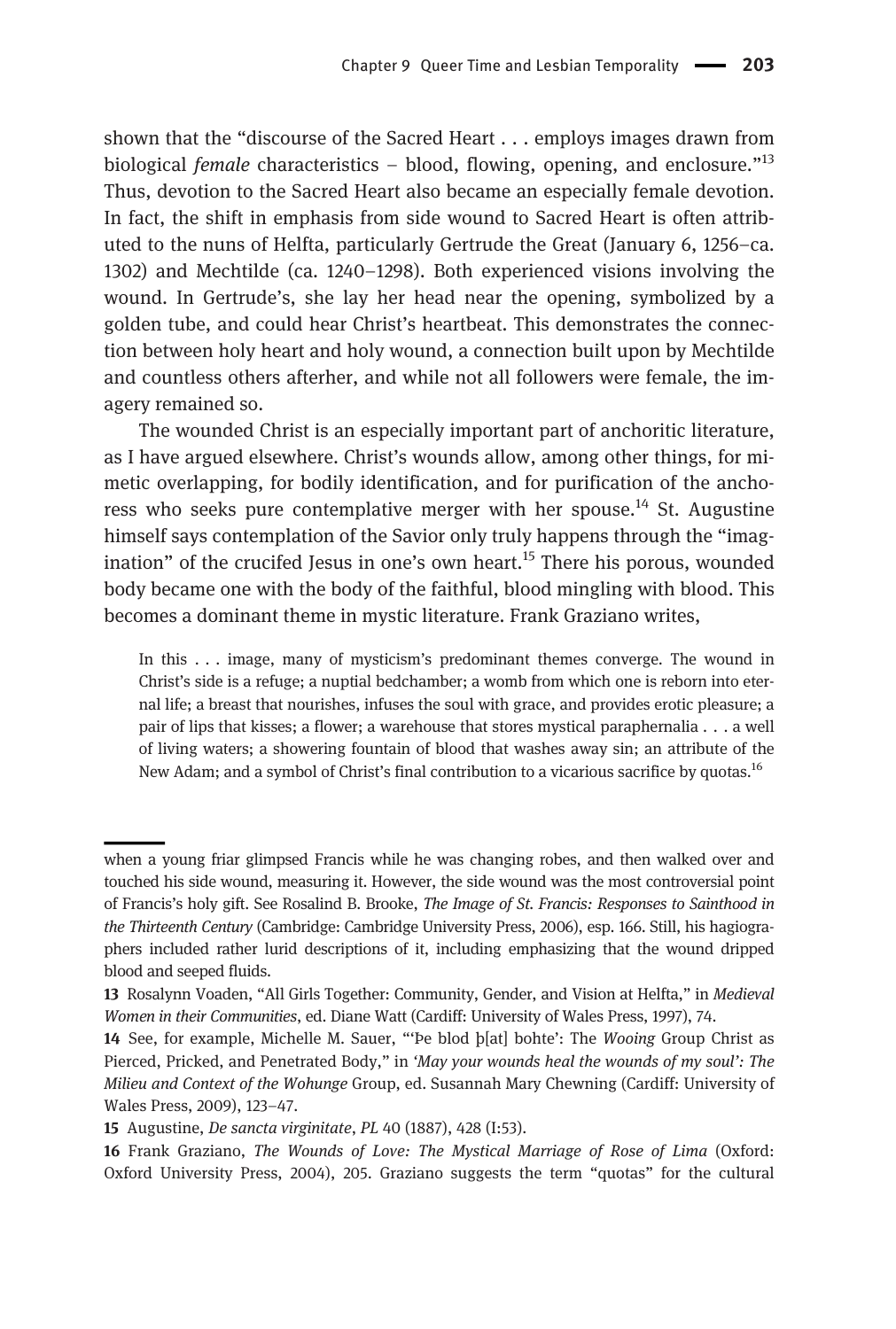shown that the "discourse of the Sacred Heart . . . employs images drawn from biological *female* characteristics – blood, flowing, opening, and enclosure."[13] Thus, devotion to the Sacred Heart also became an especially female devotion. In fact, the shift in emphasis from side wound to Sacred Heart is often attributed to the nuns of Helfta, particularly Gertrude the Great (January 6, 1256–ca. 1302) and Mechtilde (ca. 1240–1298). Both experienced visions involving the wound. In Gertrude's, she lay her head near the opening, symbolized by a golden tube, and could hear Christ's heartbeat. This demonstrates the connection between holy heart and holy wound, a connection built upon by Mechtilde and countless others afterher, and while not all followers were female, the imagery remained so.

The wounded Christ is an especially important part of anchoritic literature, as I have argued elsewhere. Christ's wounds allow, among other things, for mimetic overlapping, for bodily identification, and for purification of the anchoress who seeks pure contemplative merger with her spouse.[14] St. Augustine himself says contemplation of the Savior only truly happens through the "imagination" of the crucifed Jesus in one's own heart.[15] There his porous, wounded body became one with the body of the faithful, blood mingling with blood. This becomes a dominant theme in mystic literature. Frank Graziano writes,

> In this . . . image, many of mysticism's predominant themes converge. The wound in Christ's side is a refuge; a nuptial bedchamber; a womb from which one is reborn into eternal life; a breast that nourishes, infuses the soul with grace, and provides erotic pleasure; a pair of lips that kisses; a flower; a warehouse that stores mystical paraphernalia . . . a well of living waters; a showering fountain of blood that washes away sin; an attribute of the New Adam; and a symbol of Christ's final contribution to a vicarious sacrifice by quotas.[16]

---

when a young friar glimpsed Francis while he was changing robes, and then walked over and touched his side wound, measuring it. However, the side wound was the most controversial point of Francis's holy gift. See Rosalind B. Brooke, *The Image of St. Francis: Responses to Sainthood in the Thirteenth Century* (Cambridge: Cambridge University Press, 2006), esp. 166. Still, his hagiographers included rather lurid descriptions of it, including emphasizing that the wound dripped blood and seeped fluids.

13 Rosalynn Voaden, "All Girls Together: Community, Gender, and Vision at Helfta," in *Medieval Women in their Communities*, ed. Diane Watt (Cardiff: University of Wales Press, 1997), 74.

14 See, for example, Michelle M. Sauer, "'Þe blod þ[at] bohte': The *Wooing* Group Christ as Pierced, Pricked, and Penetrated Body," in *'May your wounds heal the wounds of my soul': The Milieu and Context of the Wohunge Group*, ed. Susannah Mary Chewning (Cardiff: University of Wales Press, 2009), 123–47.

15 Augustine, *De sancta virginitate*, *PL* 40 (1887), 428 (I:53).

16 Frank Graziano, *The Wounds of Love: The Mystical Marriage of Rose of Lima* (Oxford: Oxford University Press, 2004), 205. Graziano suggests the term "quotas" for the cultural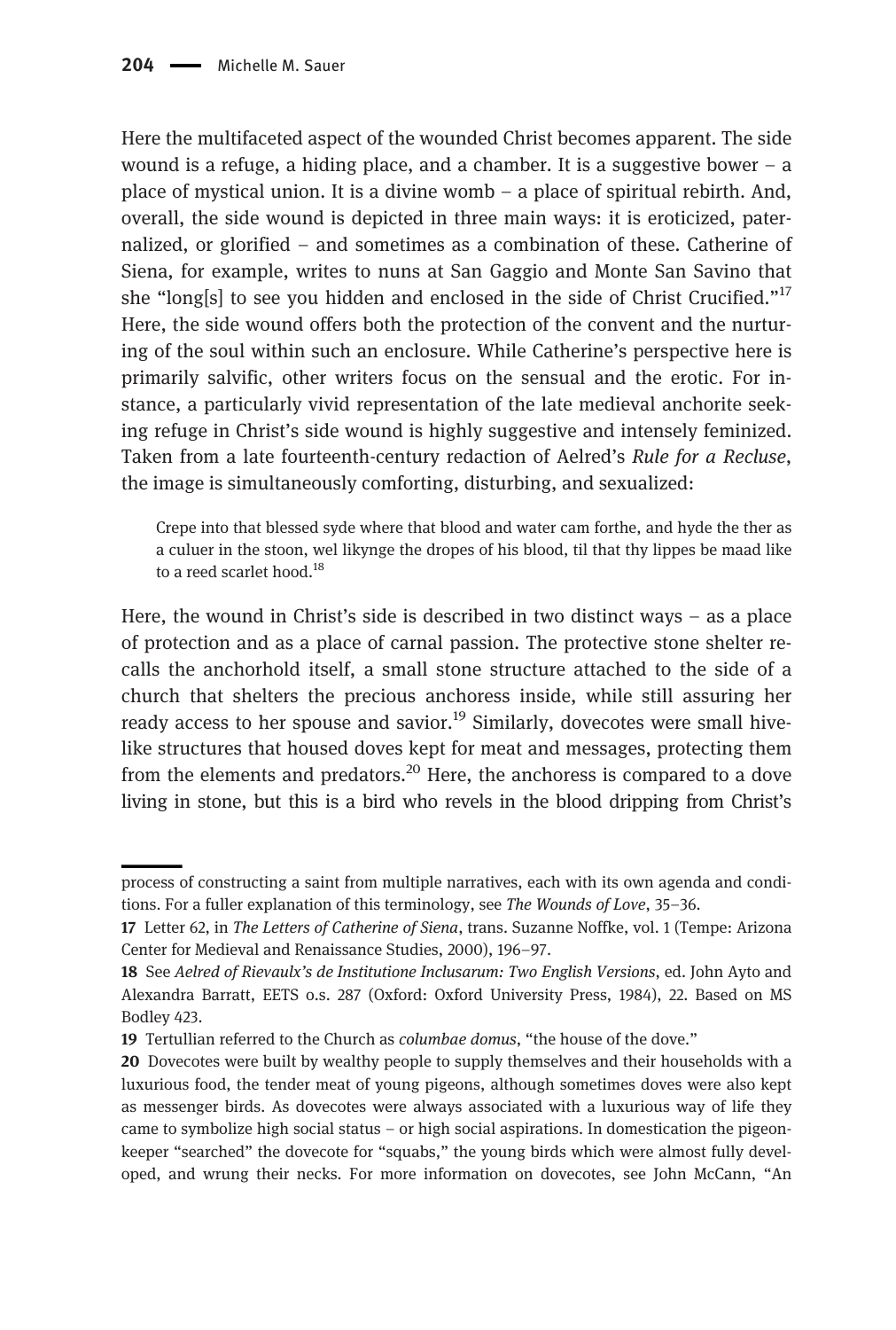Here the multifaceted aspect of the wounded Christ becomes apparent. The side wound is a refuge, a hiding place, and a chamber. It is a suggestive bower – a place of mystical union. It is a divine womb – a place of spiritual rebirth. And, overall, the side wound is depicted in three main ways: it is eroticized, paternalized, or glorified – and sometimes as a combination of these. Catherine of Siena, for example, writes to nuns at San Gaggio and Monte San Savino that she "long[s] to see you hidden and enclosed in the side of Christ Crucified."[17] Here, the side wound offers both the protection of the convent and the nurturing of the soul within such an enclosure. While Catherine's perspective here is primarily salvific, other writers focus on the sensual and the erotic. For instance, a particularly vivid representation of the late medieval anchorite seeking refuge in Christ's side wound is highly suggestive and intensely feminized. Taken from a late fourteenth-century redaction of Aelred's *Rule for a Recluse*, the image is simultaneously comforting, disturbing, and sexualized:

> Crepe into that blessed syde where that blood and water cam forthe, and hyde the ther as a culuer in the stoon, wel likynge the dropes of his blood, til that thy lippes be maad like to a reed scarlet hood.[18]

Here, the wound in Christ's side is described in two distinct ways – as a place of protection and as a place of carnal passion. The protective stone shelter recalls the anchorhold itself, a small stone structure attached to the side of a church that shelters the precious anchoress inside, while still assuring her ready access to her spouse and savior.[19] Similarly, dovecotes were small hive-like structures that housed doves kept for meat and messages, protecting them from the elements and predators.[20] Here, the anchoress is compared to a dove living in stone, but this is a bird who revels in the blood dripping from Christ's

---

process of constructing a saint from multiple narratives, each with its own agenda and conditions. For a fuller explanation of this terminology, see *The Wounds of Love*, 35–36.

17 Letter 62, in *The Letters of Catherine of Siena*, trans. Suzanne Noffke, vol. 1 (Tempe: Arizona Center for Medieval and Renaissance Studies, 2000), 196–97.

18 See *Aelred of Rievaulx's de Institutione Inclusarum: Two English Versions*, ed. John Ayto and Alexandra Barratt, EETS o.s. 287 (Oxford: Oxford University Press, 1984), 22. Based on MS Bodley 423.

19 Tertullian referred to the Church as *columbae domus*, "the house of the dove."

20 Dovecotes were built by wealthy people to supply themselves and their households with a luxurious food, the tender meat of young pigeons, although sometimes doves were also kept as messenger birds. As dovecotes were always associated with a luxurious way of life they came to symbolize high social status – or high social aspirations. In domestication the pigeon-keeper "searched" the dovecote for "squabs," the young birds which were almost fully developed, and wrung their necks. For more information on dovecotes, see John McCann, "An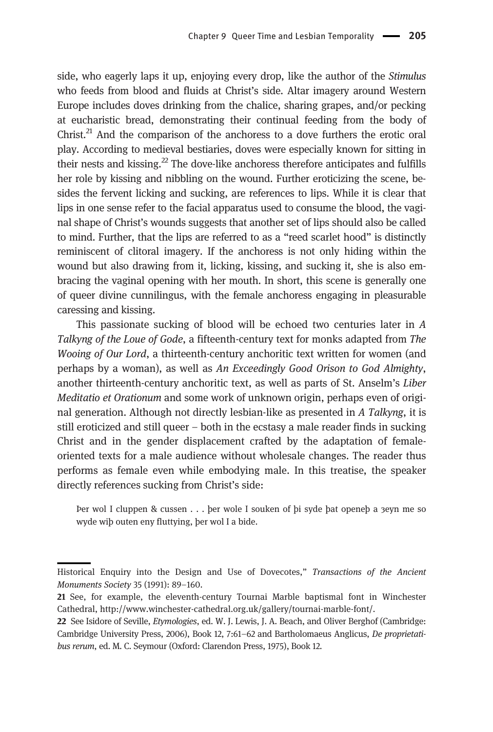side, who eagerly laps it up, enjoying every drop, like the author of the *Stimulus* who feeds from blood and fluids at Christ's side. Altar imagery around Western Europe includes doves drinking from the chalice, sharing grapes, and/or pecking at eucharistic bread, demonstrating their continual feeding from the body of Christ.[21] And the comparison of the anchoress to a dove furthers the erotic oral play. According to medieval bestiaries, doves were especially known for sitting in their nests and kissing.[22] The dove-like anchoress therefore anticipates and fulfills her role by kissing and nibbling on the wound. Further eroticizing the scene, besides the fervent licking and sucking, are references to lips. While it is clear that lips in one sense refer to the facial apparatus used to consume the blood, the vaginal shape of Christ's wounds suggests that another set of lips should also be called to mind. Further, that the lips are referred to as a "reed scarlet hood" is distinctly reminiscent of clitoral imagery. If the anchoress is not only hiding within the wound but also drawing from it, licking, kissing, and sucking it, she is also embracing the vaginal opening with her mouth. In short, this scene is generally one of queer divine cunnilingus, with the female anchoress engaging in pleasurable caressing and kissing.

This passionate sucking of blood will be echoed two centuries later in *A Talkyng of the Loue of Gode*, a fifteenth-century text for monks adapted from *The Wooing of Our Lord*, a thirteenth-century anchoritic text written for women (and perhaps by a woman), as well as *An Exceedingly Good Orison to God Almighty*, another thirteenth-century anchoritic text, as well as parts of St. Anselm's *Liber Meditatio et Orationum* and some work of unknown origin, perhaps even of original generation. Although not directly lesbian-like as presented in *A Talkyng*, it is still eroticized and still queer – both in the ecstasy a male reader finds in sucking Christ and in the gender displacement crafted by the adaptation of female-oriented texts for a male audience without wholesale changes. The reader thus performs as female even while embodying male. In this treatise, the speaker directly references sucking from Christ's side:

> Þer wol I cluppen & cussen . . . þer wole I souken of þi syde þat openeþ a ȝeyn me so wyde wiþ outen eny fluttying, þer wol I a bide.

---

Historical Enquiry into the Design and Use of Dovecotes," *Transactions of the Ancient Monuments Society* 35 (1991): 89–160.

21 See, for example, the eleventh-century Tournai Marble baptismal font in Winchester Cathedral, http://www.winchester-cathedral.org.uk/gallery/tournai-marble-font/.

22 See Isidore of Seville, *Etymologies*, ed. W. J. Lewis, J. A. Beach, and Oliver Berghof (Cambridge: Cambridge University Press, 2006), Book 12, 7:61–62 and Bartholomaeus Anglicus, *De proprietatibus rerum*, ed. M. C. Seymour (Oxford: Clarendon Press, 1975), Book 12.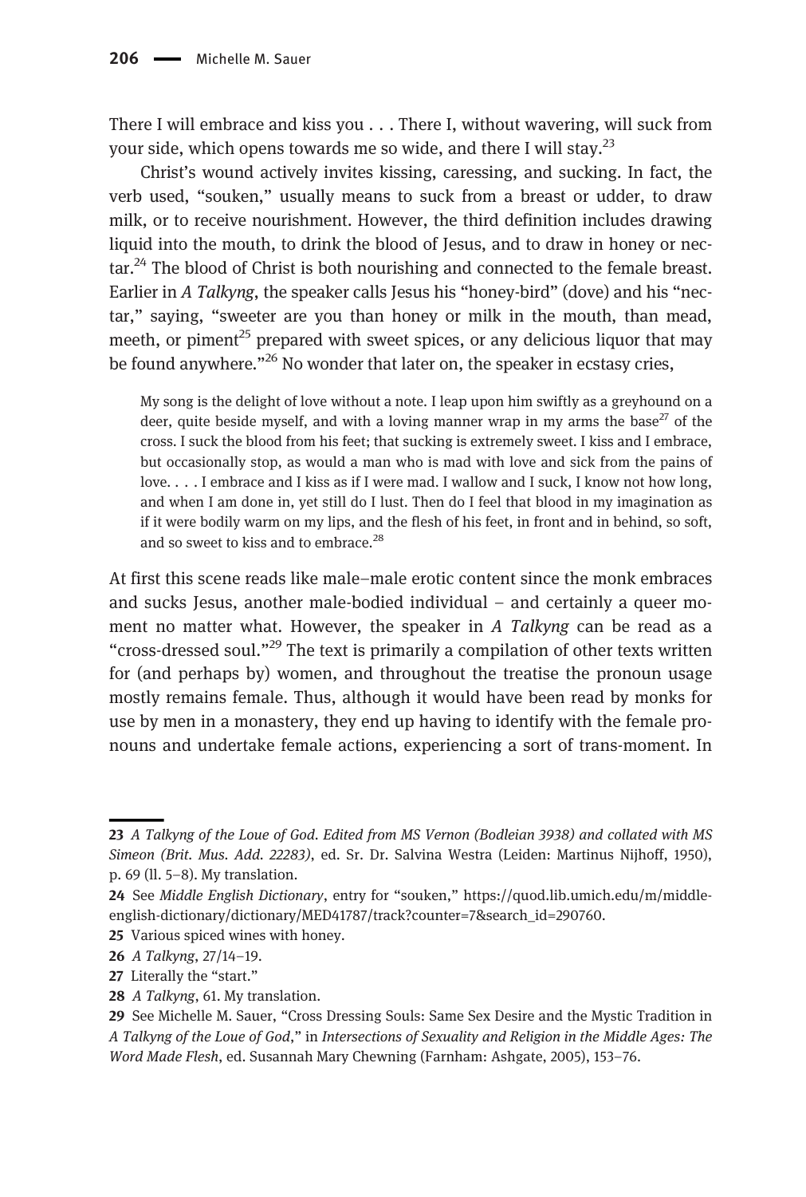There I will embrace and kiss you . . . There I, without wavering, will suck from your side, which opens towards me so wide, and there I will stay.[23]

Christ's wound actively invites kissing, caressing, and sucking. In fact, the verb used, "souken," usually means to suck from a breast or udder, to draw milk, or to receive nourishment. However, the third definition includes drawing liquid into the mouth, to drink the blood of Jesus, and to draw in honey or nectar.[24] The blood of Christ is both nourishing and connected to the female breast. Earlier in *A Talkyng*, the speaker calls Jesus his "honey-bird" (dove) and his "nectar," saying, "sweeter are you than honey or milk in the mouth, than mead, meeth, or piment[25] prepared with sweet spices, or any delicious liquor that may be found anywhere."[26] No wonder that later on, the speaker in ecstasy cries,

> My song is the delight of love without a note. I leap upon him swiftly as a greyhound on a deer, quite beside myself, and with a loving manner wrap in my arms the base[27] of the cross. I suck the blood from his feet; that sucking is extremely sweet. I kiss and I embrace, but occasionally stop, as would a man who is mad with love and sick from the pains of love. . . . I embrace and I kiss as if I were mad. I wallow and I suck, I know not how long, and when I am done in, yet still do I lust. Then do I feel that blood in my imagination as if it were bodily warm on my lips, and the flesh of his feet, in front and in behind, so soft, and so sweet to kiss and to embrace.[28]

At first this scene reads like male–male erotic content since the monk embraces and sucks Jesus, another male-bodied individual – and certainly a queer moment no matter what. However, the speaker in *A Talkyng* can be read as a "cross-dressed soul."[29] The text is primarily a compilation of other texts written for (and perhaps by) women, and throughout the treatise the pronoun usage mostly remains female. Thus, although it would have been read by monks for use by men in a monastery, they end up having to identify with the female pronouns and undertake female actions, experiencing a sort of trans-moment. In

---

23 *A Talkyng of the Loue of God. Edited from MS Vernon (Bodleian 3938) and collated with MS Simeon (Brit. Mus. Add. 22283)*, ed. Sr. Dr. Salvina Westra (Leiden: Martinus Nijhoff, 1950), p. 69 (ll. 5–8). My translation.

24 See *Middle English Dictionary*, entry for "souken," https://quod.lib.umich.edu/m/middle-english-dictionary/dictionary/MED41787/track?counter=7&search_id=290760.

25 Various spiced wines with honey.

26 *A Talkyng*, 27/14–19.

27 Literally the "start."

28 *A Talkyng*, 61. My translation.

29 See Michelle M. Sauer, "Cross Dressing Souls: Same Sex Desire and the Mystic Tradition in *A Talkyng of the Loue of God*," in *Intersections of Sexuality and Religion in the Middle Ages: The Word Made Flesh*, ed. Susannah Mary Chewning (Farnham: Ashgate, 2005), 153–76.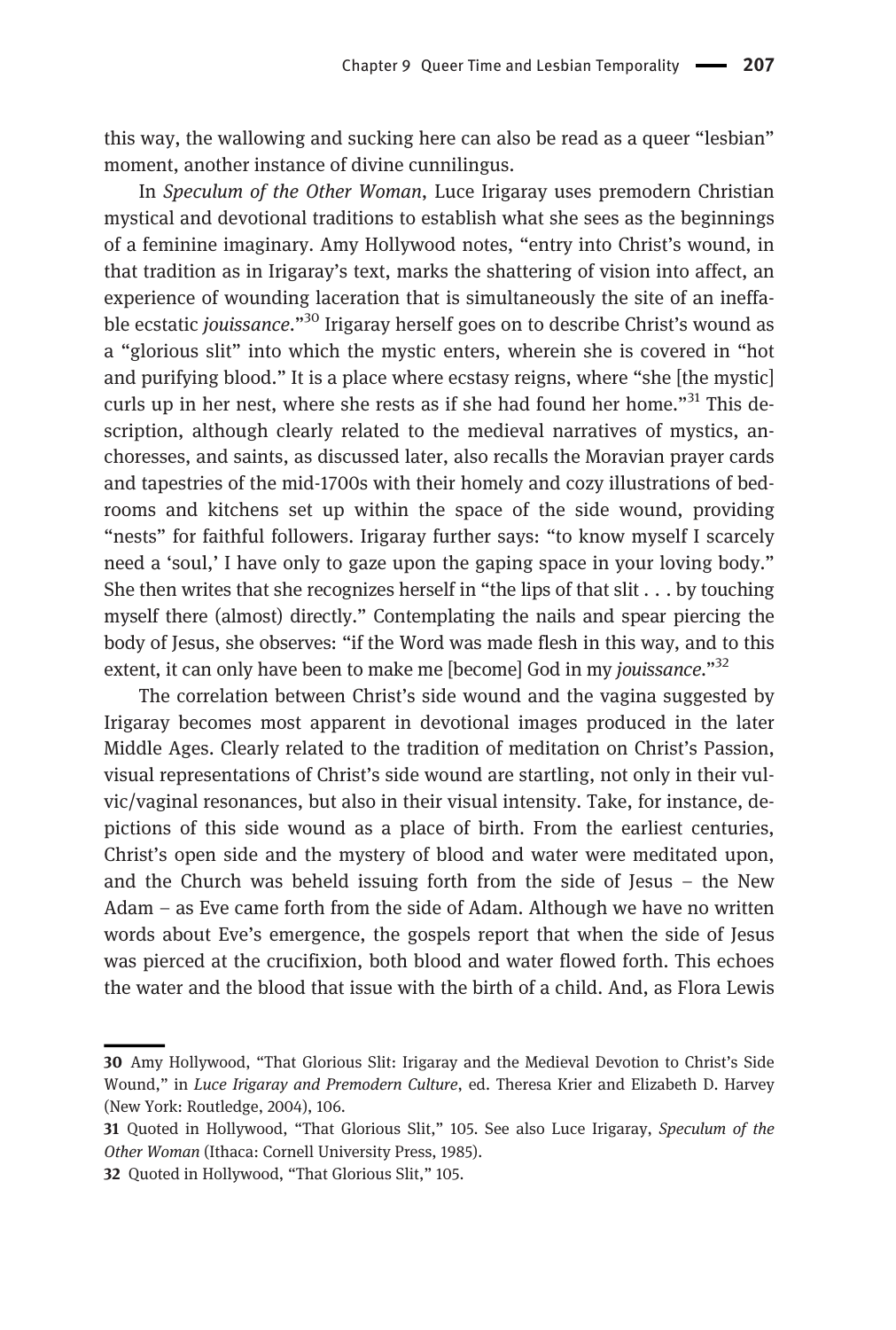this way, the wallowing and sucking here can also be read as a queer "lesbian" moment, another instance of divine cunnilingus.

In *Speculum of the Other Woman*, Luce Irigaray uses premodern Christian mystical and devotional traditions to establish what she sees as the beginnings of a feminine imaginary. Amy Hollywood notes, "entry into Christ's wound, in that tradition as in Irigaray's text, marks the shattering of vision into affect, an experience of wounding laceration that is simultaneously the site of an ineffable ecstatic *jouissance*."[30] Irigaray herself goes on to describe Christ's wound as a "glorious slit" into which the mystic enters, wherein she is covered in "hot and purifying blood." It is a place where ecstasy reigns, where "she [the mystic] curls up in her nest, where she rests as if she had found her home."[31] This description, although clearly related to the medieval narratives of mystics, anchoresses, and saints, as discussed later, also recalls the Moravian prayer cards and tapestries of the mid-1700s with their homely and cozy illustrations of bedrooms and kitchens set up within the space of the side wound, providing "nests" for faithful followers. Irigaray further says: "to know myself I scarcely need a 'soul,' I have only to gaze upon the gaping space in your loving body." She then writes that she recognizes herself in "the lips of that slit . . . by touching myself there (almost) directly." Contemplating the nails and spear piercing the body of Jesus, she observes: "if the Word was made flesh in this way, and to this extent, it can only have been to make me [become] God in my *jouissance*."[32]

The correlation between Christ's side wound and the vagina suggested by Irigaray becomes most apparent in devotional images produced in the later Middle Ages. Clearly related to the tradition of meditation on Christ's Passion, visual representations of Christ's side wound are startling, not only in their vulvic/vaginal resonances, but also in their visual intensity. Take, for instance, depictions of this side wound as a place of birth. From the earliest centuries, Christ's open side and the mystery of blood and water were meditated upon, and the Church was beheld issuing forth from the side of Jesus – the New Adam – as Eve came forth from the side of Adam. Although we have no written words about Eve's emergence, the gospels report that when the side of Jesus was pierced at the crucifixion, both blood and water flowed forth. This echoes the water and the blood that issue with the birth of a child. And, as Flora Lewis

---

30 Amy Hollywood, "That Glorious Slit: Irigaray and the Medieval Devotion to Christ's Side Wound," in *Luce Irigaray and Premodern Culture*, ed. Theresa Krier and Elizabeth D. Harvey (New York: Routledge, 2004), 106.

31 Quoted in Hollywood, "That Glorious Slit," 105. See also Luce Irigaray, *Speculum of the Other Woman* (Ithaca: Cornell University Press, 1985).

32 Quoted in Hollywood, "That Glorious Slit," 105.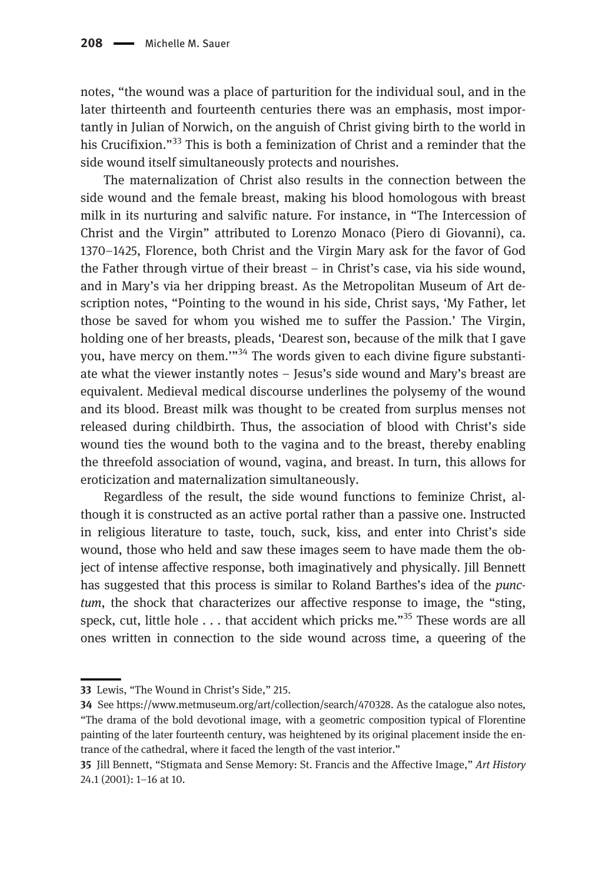notes, "the wound was a place of parturition for the individual soul, and in the later thirteenth and fourteenth centuries there was an emphasis, most importantly in Julian of Norwich, on the anguish of Christ giving birth to the world in his Crucifixion."[33] This is both a feminization of Christ and a reminder that the side wound itself simultaneously protects and nourishes.

The maternalization of Christ also results in the connection between the side wound and the female breast, making his blood homologous with breast milk in its nurturing and salvific nature. For instance, in "The Intercession of Christ and the Virgin" attributed to Lorenzo Monaco (Piero di Giovanni), ca. 1370–1425, Florence, both Christ and the Virgin Mary ask for the favor of God the Father through virtue of their breast – in Christ's case, via his side wound, and in Mary's via her dripping breast. As the Metropolitan Museum of Art description notes, "Pointing to the wound in his side, Christ says, 'My Father, let those be saved for whom you wished me to suffer the Passion.' The Virgin, holding one of her breasts, pleads, 'Dearest son, because of the milk that I gave you, have mercy on them.'"[34] The words given to each divine figure substantiate what the viewer instantly notes – Jesus's side wound and Mary's breast are equivalent. Medieval medical discourse underlines the polysemy of the wound and its blood. Breast milk was thought to be created from surplus menses not released during childbirth. Thus, the association of blood with Christ's side wound ties the wound both to the vagina and to the breast, thereby enabling the threefold association of wound, vagina, and breast. In turn, this allows for eroticization and maternalization simultaneously.

Regardless of the result, the side wound functions to feminize Christ, although it is constructed as an active portal rather than a passive one. Instructed in religious literature to taste, touch, suck, kiss, and enter into Christ's side wound, those who held and saw these images seem to have made them the object of intense affective response, both imaginatively and physically. Jill Bennett has suggested that this process is similar to Roland Barthes's idea of the *punctum*, the shock that characterizes our affective response to image, the "sting, speck, cut, little hole . . . that accident which pricks me."[35] These words are all ones written in connection to the side wound across time, a queering of the

---

**33** Lewis, "The Wound in Christ's Side," 215.

**34** See https://www.metmuseum.org/art/collection/search/470328. As the catalogue also notes, "The drama of the bold devotional image, with a geometric composition typical of Florentine painting of the later fourteenth century, was heightened by its original placement inside the entrance of the cathedral, where it faced the length of the vast interior."

**35** Jill Bennett, "Stigmata and Sense Memory: St. Francis and the Affective Image," *Art History* 24.1 (2001): 1–16 at 10.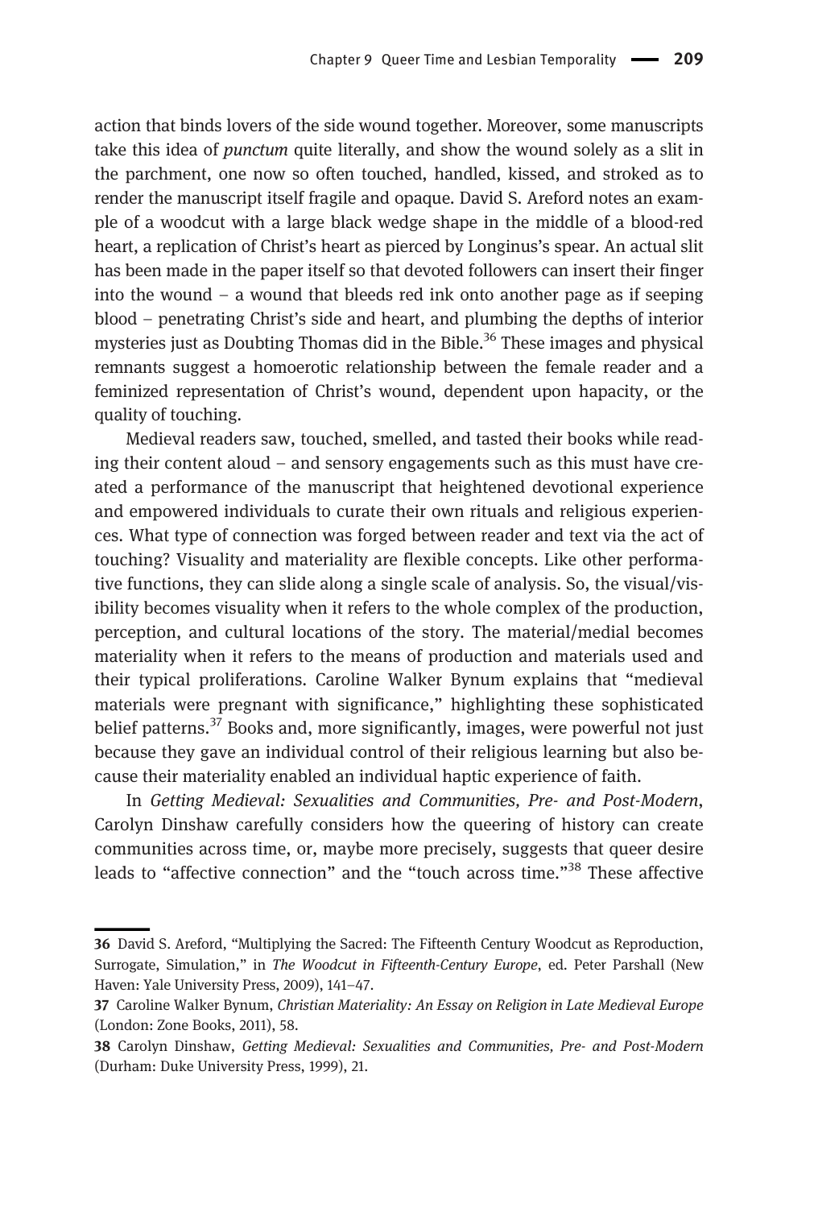action that binds lovers of the side wound together. Moreover, some manuscripts take this idea of *punctum* quite literally, and show the wound solely as a slit in the parchment, one now so often touched, handled, kissed, and stroked as to render the manuscript itself fragile and opaque. David S. Areford notes an example of a woodcut with a large black wedge shape in the middle of a blood-red heart, a replication of Christ's heart as pierced by Longinus's spear. An actual slit has been made in the paper itself so that devoted followers can insert their finger into the wound – a wound that bleeds red ink onto another page as if seeping blood – penetrating Christ's side and heart, and plumbing the depths of interior mysteries just as Doubting Thomas did in the Bible.[36] These images and physical remnants suggest a homoerotic relationship between the female reader and a feminized representation of Christ's wound, dependent upon hapacity, or the quality of touching.

Medieval readers saw, touched, smelled, and tasted their books while reading their content aloud – and sensory engagements such as this must have created a performance of the manuscript that heightened devotional experience and empowered individuals to curate their own rituals and religious experiences. What type of connection was forged between reader and text via the act of touching? Visuality and materiality are flexible concepts. Like other performative functions, they can slide along a single scale of analysis. So, the visual/visibility becomes visuality when it refers to the whole complex of the production, perception, and cultural locations of the story. The material/medial becomes materiality when it refers to the means of production and materials used and their typical proliferations. Caroline Walker Bynum explains that "medieval materials were pregnant with significance," highlighting these sophisticated belief patterns.[37] Books and, more significantly, images, were powerful not just because they gave an individual control of their religious learning but also because their materiality enabled an individual haptic experience of faith.

In *Getting Medieval: Sexualities and Communities, Pre- and Post-Modern*, Carolyn Dinshaw carefully considers how the queering of history can create communities across time, or, maybe more precisely, suggests that queer desire leads to "affective connection" and the "touch across time."[38] These affective

---

**36** David S. Areford, "Multiplying the Sacred: The Fifteenth Century Woodcut as Reproduction, Surrogate, Simulation," in *The Woodcut in Fifteenth-Century Europe*, ed. Peter Parshall (New Haven: Yale University Press, 2009), 141–47.

**37** Caroline Walker Bynum, *Christian Materiality: An Essay on Religion in Late Medieval Europe* (London: Zone Books, 2011), 58.

**38** Carolyn Dinshaw, *Getting Medieval: Sexualities and Communities, Pre- and Post-Modern* (Durham: Duke University Press, 1999), 21.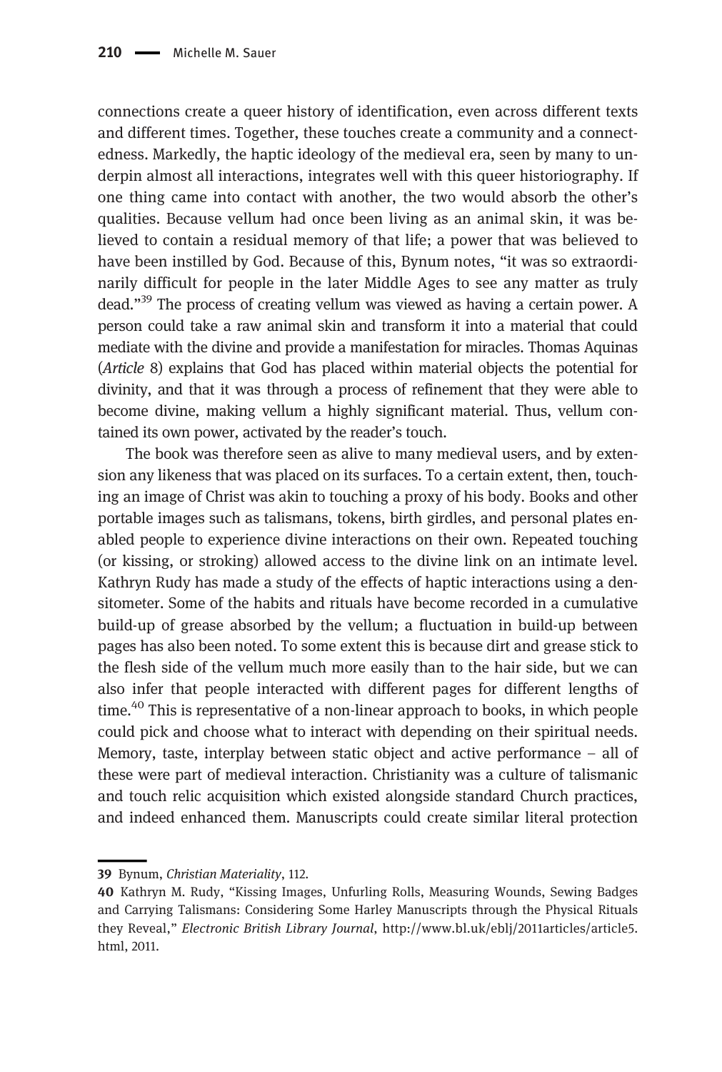connections create a queer history of identification, even across different texts and different times. Together, these touches create a community and a connectedness. Markedly, the haptic ideology of the medieval era, seen by many to underpin almost all interactions, integrates well with this queer historiography. If one thing came into contact with another, the two would absorb the other's qualities. Because vellum had once been living as an animal skin, it was believed to contain a residual memory of that life; a power that was believed to have been instilled by God. Because of this, Bynum notes, "it was so extraordinarily difficult for people in the later Middle Ages to see any matter as truly dead."[39] The process of creating vellum was viewed as having a certain power. A person could take a raw animal skin and transform it into a material that could mediate with the divine and provide a manifestation for miracles. Thomas Aquinas (*Article* 8) explains that God has placed within material objects the potential for divinity, and that it was through a process of refinement that they were able to become divine, making vellum a highly significant material. Thus, vellum contained its own power, activated by the reader's touch.

The book was therefore seen as alive to many medieval users, and by extension any likeness that was placed on its surfaces. To a certain extent, then, touching an image of Christ was akin to touching a proxy of his body. Books and other portable images such as talismans, tokens, birth girdles, and personal plates enabled people to experience divine interactions on their own. Repeated touching (or kissing, or stroking) allowed access to the divine link on an intimate level. Kathryn Rudy has made a study of the effects of haptic interactions using a densitometer. Some of the habits and rituals have become recorded in a cumulative build-up of grease absorbed by the vellum; a fluctuation in build-up between pages has also been noted. To some extent this is because dirt and grease stick to the flesh side of the vellum much more easily than to the hair side, but we can also infer that people interacted with different pages for different lengths of time.[40] This is representative of a non-linear approach to books, in which people could pick and choose what to interact with depending on their spiritual needs. Memory, taste, interplay between static object and active performance – all of these were part of medieval interaction. Christianity was a culture of talismanic and touch relic acquisition which existed alongside standard Church practices, and indeed enhanced them. Manuscripts could create similar literal protection

---

**39** Bynum, *Christian Materiality*, 112.

**40** Kathryn M. Rudy, "Kissing Images, Unfurling Rolls, Measuring Wounds, Sewing Badges and Carrying Talismans: Considering Some Harley Manuscripts through the Physical Rituals they Reveal," *Electronic British Library Journal*, http://www.bl.uk/eblj/2011articles/article5.html, 2011.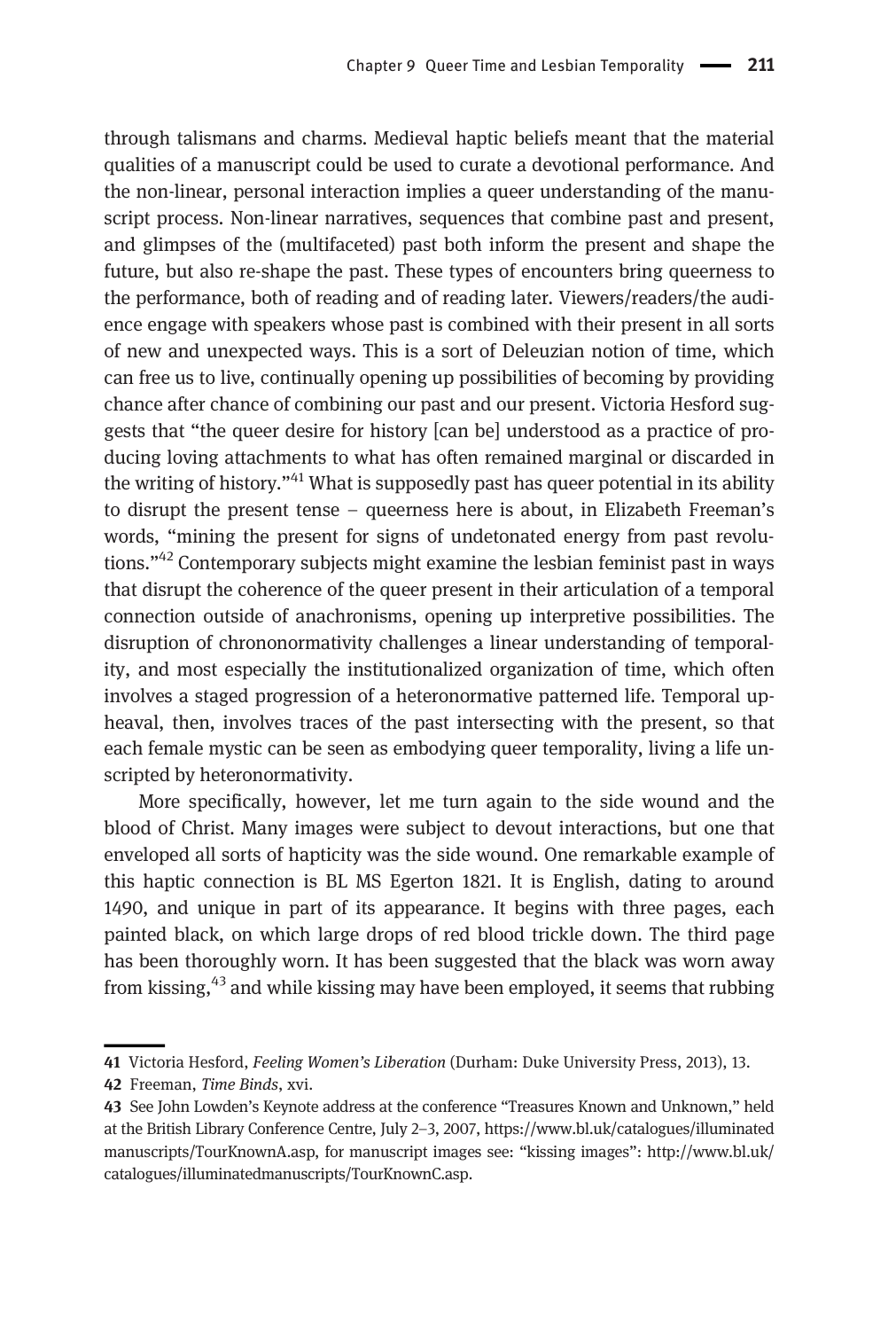through talismans and charms. Medieval haptic beliefs meant that the material qualities of a manuscript could be used to curate a devotional performance. And the non-linear, personal interaction implies a queer understanding of the manuscript process. Non-linear narratives, sequences that combine past and present, and glimpses of the (multifaceted) past both inform the present and shape the future, but also re-shape the past. These types of encounters bring queerness to the performance, both of reading and of reading later. Viewers/readers/the audience engage with speakers whose past is combined with their present in all sorts of new and unexpected ways. This is a sort of Deleuzian notion of time, which can free us to live, continually opening up possibilities of becoming by providing chance after chance of combining our past and our present. Victoria Hesford suggests that "the queer desire for history [can be] understood as a practice of producing loving attachments to what has often remained marginal or discarded in the writing of history."[41] What is supposedly past has queer potential in its ability to disrupt the present tense – queerness here is about, in Elizabeth Freeman's words, "mining the present for signs of undetonated energy from past revolutions."[42] Contemporary subjects might examine the lesbian feminist past in ways that disrupt the coherence of the queer present in their articulation of a temporal connection outside of anachronisms, opening up interpretive possibilities. The disruption of chrononormativity challenges a linear understanding of temporality, and most especially the institutionalized organization of time, which often involves a staged progression of a heteronormative patterned life. Temporal upheaval, then, involves traces of the past intersecting with the present, so that each female mystic can be seen as embodying queer temporality, living a life unscripted by heteronormativity.

More specifically, however, let me turn again to the side wound and the blood of Christ. Many images were subject to devout interactions, but one that enveloped all sorts of hapticity was the side wound. One remarkable example of this haptic connection is BL MS Egerton 1821. It is English, dating to around 1490, and unique in part of its appearance. It begins with three pages, each painted black, on which large drops of red blood trickle down. The third page has been thoroughly worn. It has been suggested that the black was worn away from kissing,[43] and while kissing may have been employed, it seems that rubbing

---

41 Victoria Hesford, *Feeling Women's Liberation* (Durham: Duke University Press, 2013), 13.

42 Freeman, *Time Binds*, xvi.

43 See John Lowden's Keynote address at the conference "Treasures Known and Unknown," held at the British Library Conference Centre, July 2–3, 2007, https://www.bl.uk/catalogues/illuminatedmanuscripts/TourKnownA.asp, for manuscript images see: "kissing images": http://www.bl.uk/catalogues/illuminatedmanuscripts/TourKnownC.asp.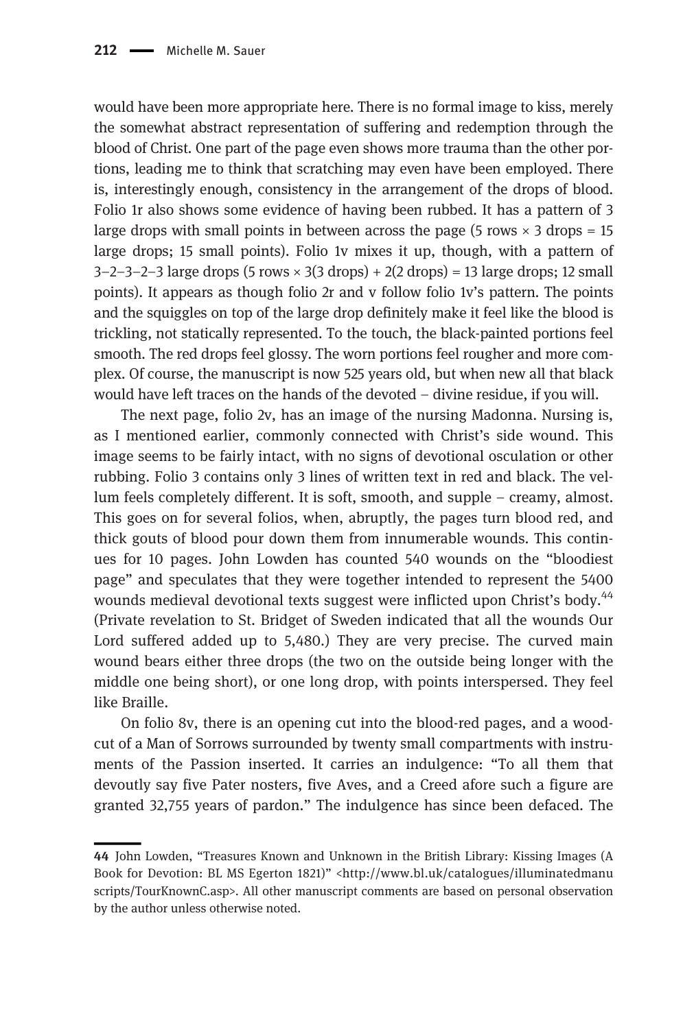would have been more appropriate here. There is no formal image to kiss, merely the somewhat abstract representation of suffering and redemption through the blood of Christ. One part of the page even shows more trauma than the other portions, leading me to think that scratching may even have been employed. There is, interestingly enough, consistency in the arrangement of the drops of blood. Folio 1r also shows some evidence of having been rubbed. It has a pattern of 3 large drops with small points in between across the page (5 rows × 3 drops = 15 large drops; 15 small points). Folio 1v mixes it up, though, with a pattern of 3–2–3–2–3 large drops (5 rows × 3(3 drops) + 2(2 drops) = 13 large drops; 12 small points). It appears as though folio 2r and v follow folio 1v's pattern. The points and the squiggles on top of the large drop definitely make it feel like the blood is trickling, not statically represented. To the touch, the black-painted portions feel smooth. The red drops feel glossy. The worn portions feel rougher and more complex. Of course, the manuscript is now 525 years old, but when new all that black would have left traces on the hands of the devoted – divine residue, if you will.

The next page, folio 2v, has an image of the nursing Madonna. Nursing is, as I mentioned earlier, commonly connected with Christ's side wound. This image seems to be fairly intact, with no signs of devotional osculation or other rubbing. Folio 3 contains only 3 lines of written text in red and black. The vellum feels completely different. It is soft, smooth, and supple – creamy, almost. This goes on for several folios, when, abruptly, the pages turn blood red, and thick gouts of blood pour down them from innumerable wounds. This continues for 10 pages. John Lowden has counted 540 wounds on the "bloodiest page" and speculates that they were together intended to represent the 5400 wounds medieval devotional texts suggest were inflicted upon Christ's body.[44] (Private revelation to St. Bridget of Sweden indicated that all the wounds Our Lord suffered added up to 5,480.) They are very precise. The curved main wound bears either three drops (the two on the outside being longer with the middle one being short), or one long drop, with points interspersed. They feel like Braille.

On folio 8v, there is an opening cut into the blood-red pages, and a woodcut of a Man of Sorrows surrounded by twenty small compartments with instruments of the Passion inserted. It carries an indulgence: "To all them that devoutly say five Pater nosters, five Aves, and a Creed afore such a figure are granted 32,755 years of pardon." The indulgence has since been defaced. The

44 John Lowden, "Treasures Known and Unknown in the British Library: Kissing Images (A Book for Devotion: BL MS Egerton 1821)" <http://www.bl.uk/catalogues/illuminatedmanuscripts/TourKnownC.asp>. All other manuscript comments are based on personal observation by the author unless otherwise noted.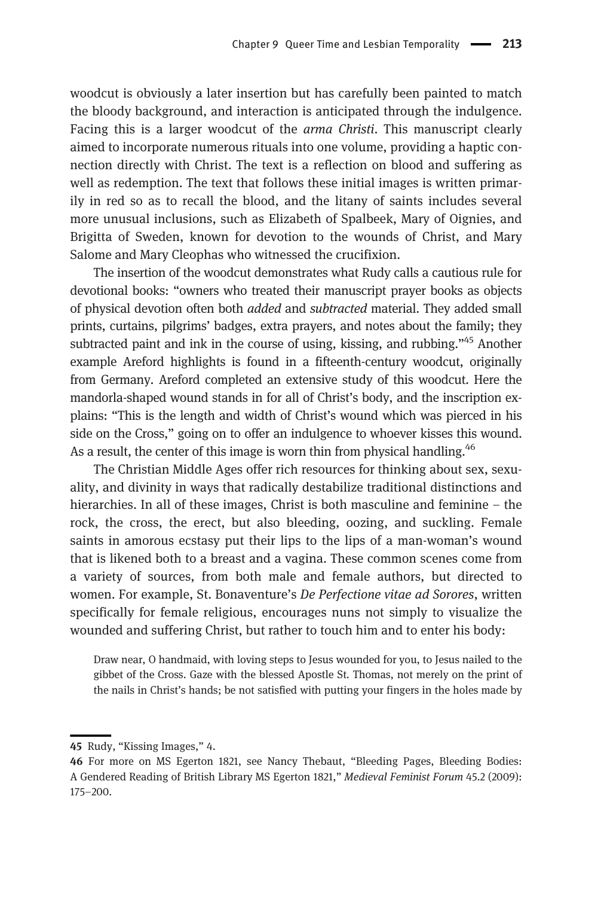woodcut is obviously a later insertion but has carefully been painted to match the bloody background, and interaction is anticipated through the indulgence. Facing this is a larger woodcut of the *arma Christi*. This manuscript clearly aimed to incorporate numerous rituals into one volume, providing a haptic connection directly with Christ. The text is a reflection on blood and suffering as well as redemption. The text that follows these initial images is written primarily in red so as to recall the blood, and the litany of saints includes several more unusual inclusions, such as Elizabeth of Spalbeek, Mary of Oignies, and Brigitta of Sweden, known for devotion to the wounds of Christ, and Mary Salome and Mary Cleophas who witnessed the crucifixion.

The insertion of the woodcut demonstrates what Rudy calls a cautious rule for devotional books: "owners who treated their manuscript prayer books as objects of physical devotion often both *added* and *subtracted* material. They added small prints, curtains, pilgrims' badges, extra prayers, and notes about the family; they subtracted paint and ink in the course of using, kissing, and rubbing."[45] Another example Areford highlights is found in a fifteenth-century woodcut, originally from Germany. Areford completed an extensive study of this woodcut. Here the mandorla-shaped wound stands in for all of Christ's body, and the inscription explains: "This is the length and width of Christ's wound which was pierced in his side on the Cross," going on to offer an indulgence to whoever kisses this wound. As a result, the center of this image is worn thin from physical handling.[46]

The Christian Middle Ages offer rich resources for thinking about sex, sexuality, and divinity in ways that radically destabilize traditional distinctions and hierarchies. In all of these images, Christ is both masculine and feminine – the rock, the cross, the erect, but also bleeding, oozing, and suckling. Female saints in amorous ecstasy put their lips to the lips of a man-woman's wound that is likened both to a breast and a vagina. These common scenes come from a variety of sources, from both male and female authors, but directed to women. For example, St. Bonaventure's *De Perfectione vitae ad Sorores*, written specifically for female religious, encourages nuns not simply to visualize the wounded and suffering Christ, but rather to touch him and to enter his body:

> Draw near, O handmaid, with loving steps to Jesus wounded for you, to Jesus nailed to the gibbet of the Cross. Gaze with the blessed Apostle St. Thomas, not merely on the print of the nails in Christ's hands; be not satisfied with putting your fingers in the holes made by

---

45 Rudy, "Kissing Images," 4.

46 For more on MS Egerton 1821, see Nancy Thebaut, "Bleeding Pages, Bleeding Bodies: A Gendered Reading of British Library MS Egerton 1821," *Medieval Feminist Forum* 45.2 (2009): 175–200.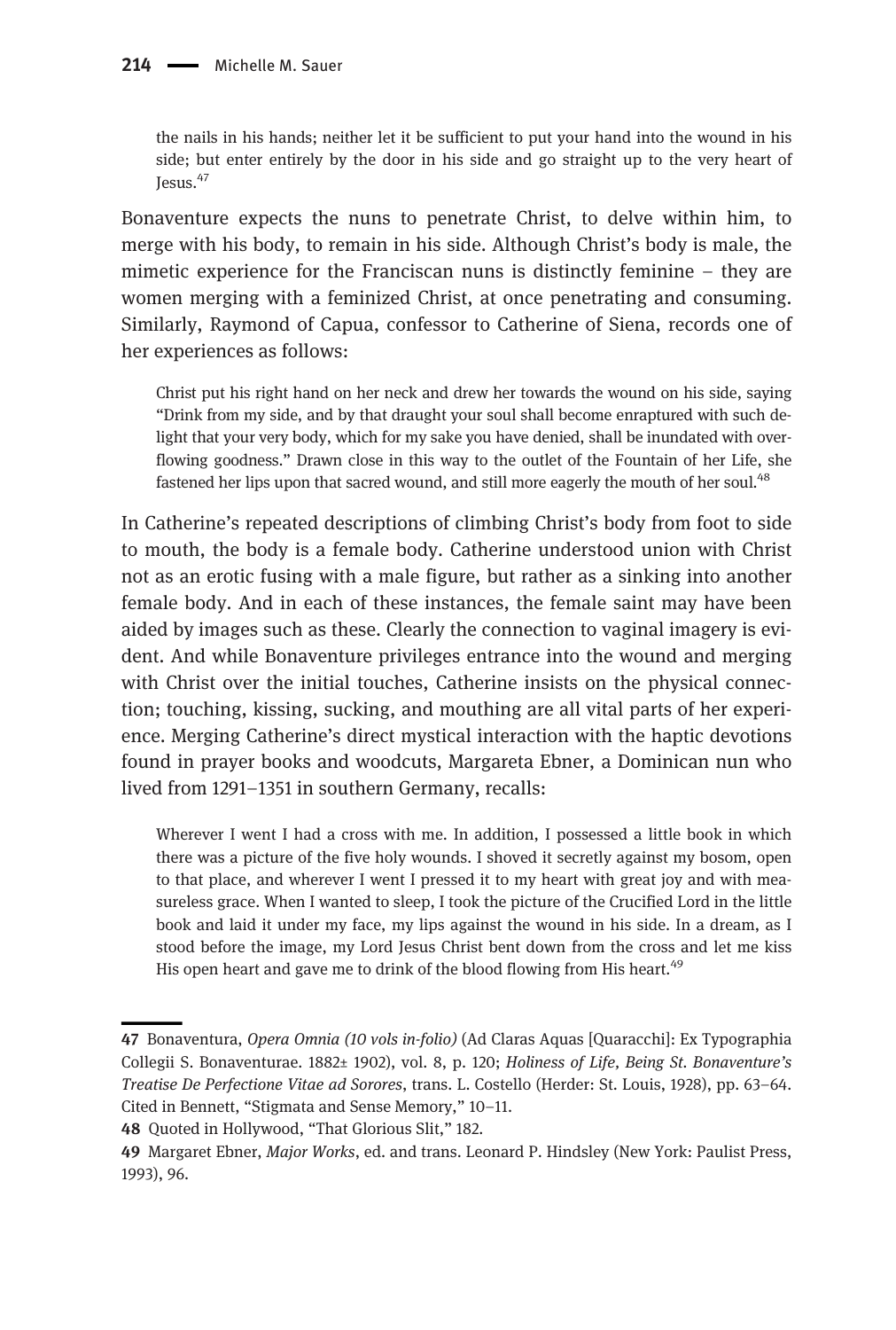> the nails in his hands; neither let it be sufficient to put your hand into the wound in his side; but enter entirely by the door in his side and go straight up to the very heart of Jesus.[47]

Bonaventure expects the nuns to penetrate Christ, to delve within him, to merge with his body, to remain in his side. Although Christ's body is male, the mimetic experience for the Franciscan nuns is distinctly feminine – they are women merging with a feminized Christ, at once penetrating and consuming. Similarly, Raymond of Capua, confessor to Catherine of Siena, records one of her experiences as follows:

> Christ put his right hand on her neck and drew her towards the wound on his side, saying "Drink from my side, and by that draught your soul shall become enraptured with such delight that your very body, which for my sake you have denied, shall be inundated with overflowing goodness." Drawn close in this way to the outlet of the Fountain of her Life, she fastened her lips upon that sacred wound, and still more eagerly the mouth of her soul.[48]

In Catherine's repeated descriptions of climbing Christ's body from foot to side to mouth, the body is a female body. Catherine understood union with Christ not as an erotic fusing with a male figure, but rather as a sinking into another female body. And in each of these instances, the female saint may have been aided by images such as these. Clearly the connection to vaginal imagery is evident. And while Bonaventure privileges entrance into the wound and merging with Christ over the initial touches, Catherine insists on the physical connection; touching, kissing, sucking, and mouthing are all vital parts of her experience. Merging Catherine's direct mystical interaction with the haptic devotions found in prayer books and woodcuts, Margareta Ebner, a Dominican nun who lived from 1291–1351 in southern Germany, recalls:

> Wherever I went I had a cross with me. In addition, I possessed a little book in which there was a picture of the five holy wounds. I shoved it secretly against my bosom, open to that place, and wherever I went I pressed it to my heart with great joy and with measureless grace. When I wanted to sleep, I took the picture of the Crucified Lord in the little book and laid it under my face, my lips against the wound in his side. In a dream, as I stood before the image, my Lord Jesus Christ bent down from the cross and let me kiss His open heart and gave me to drink of the blood flowing from His heart.[49]

---

47 Bonaventura, *Opera Omnia (10 vols in-folio)* (Ad Claras Aquas [Quaracchi]: Ex Typographia Collegii S. Bonaventurae. 1882± 1902), vol. 8, p. 120; *Holiness of Life*, *Being St. Bonaventure's Treatise De Perfectione Vitae ad Sorores*, trans. L. Costello (Herder: St. Louis, 1928), pp. 63–64. Cited in Bennett, "Stigmata and Sense Memory," 10–11.

48 Quoted in Hollywood, "That Glorious Slit," 182.

49 Margaret Ebner, *Major Works*, ed. and trans. Leonard P. Hindsley (New York: Paulist Press, 1993), 96.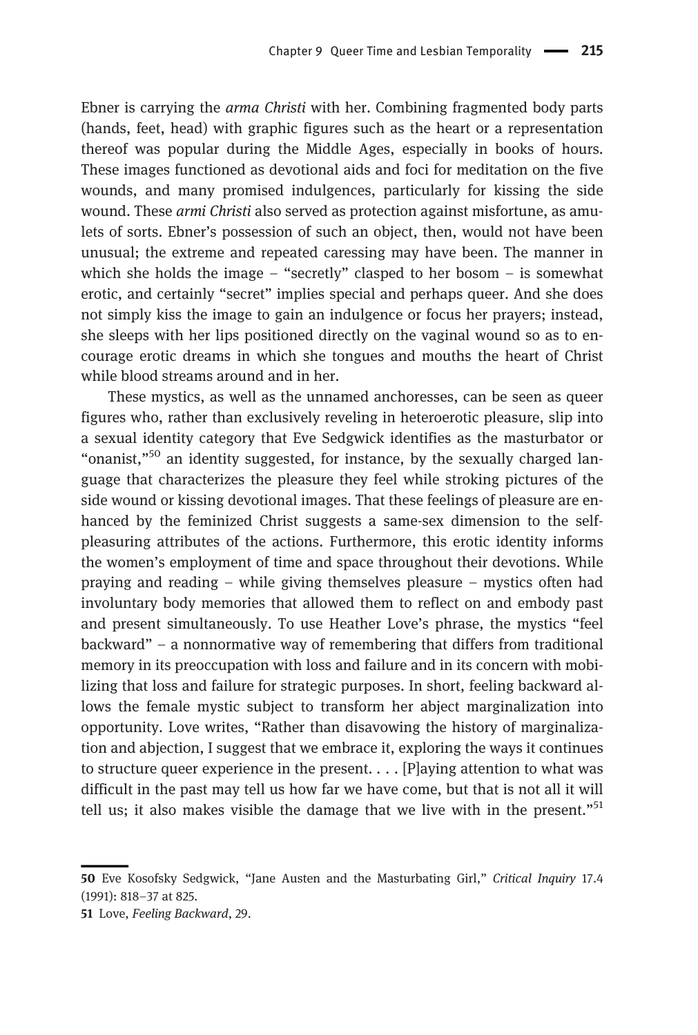Ebner is carrying the *arma Christi* with her. Combining fragmented body parts (hands, feet, head) with graphic figures such as the heart or a representation thereof was popular during the Middle Ages, especially in books of hours. These images functioned as devotional aids and foci for meditation on the five wounds, and many promised indulgences, particularly for kissing the side wound. These *armi Christi* also served as protection against misfortune, as amulets of sorts. Ebner's possession of such an object, then, would not have been unusual; the extreme and repeated caressing may have been. The manner in which she holds the image – "secretly" clasped to her bosom – is somewhat erotic, and certainly "secret" implies special and perhaps queer. And she does not simply kiss the image to gain an indulgence or focus her prayers; instead, she sleeps with her lips positioned directly on the vaginal wound so as to encourage erotic dreams in which she tongues and mouths the heart of Christ while blood streams around and in her.

These mystics, as well as the unnamed anchoresses, can be seen as queer figures who, rather than exclusively reveling in heteroerotic pleasure, slip into a sexual identity category that Eve Sedgwick identifies as the masturbator or "onanist,"[50] an identity suggested, for instance, by the sexually charged language that characterizes the pleasure they feel while stroking pictures of the side wound or kissing devotional images. That these feelings of pleasure are enhanced by the feminized Christ suggests a same-sex dimension to the self-pleasuring attributes of the actions. Furthermore, this erotic identity informs the women's employment of time and space throughout their devotions. While praying and reading – while giving themselves pleasure – mystics often had involuntary body memories that allowed them to reflect on and embody past and present simultaneously. To use Heather Love's phrase, the mystics "feel backward" – a nonnormative way of remembering that differs from traditional memory in its preoccupation with loss and failure and in its concern with mobilizing that loss and failure for strategic purposes. In short, feeling backward allows the female mystic subject to transform her abject marginalization into opportunity. Love writes, "Rather than disavowing the history of marginalization and abjection, I suggest that we embrace it, exploring the ways it continues to structure queer experience in the present. . . . [P]aying attention to what was difficult in the past may tell us how far we have come, but that is not all it will tell us; it also makes visible the damage that we live with in the present."[51]

---

50 Eve Kosofsky Sedgwick, "Jane Austen and the Masturbating Girl," *Critical Inquiry* 17.4 (1991): 818–37 at 825.

51 Love, *Feeling Backward*, 29.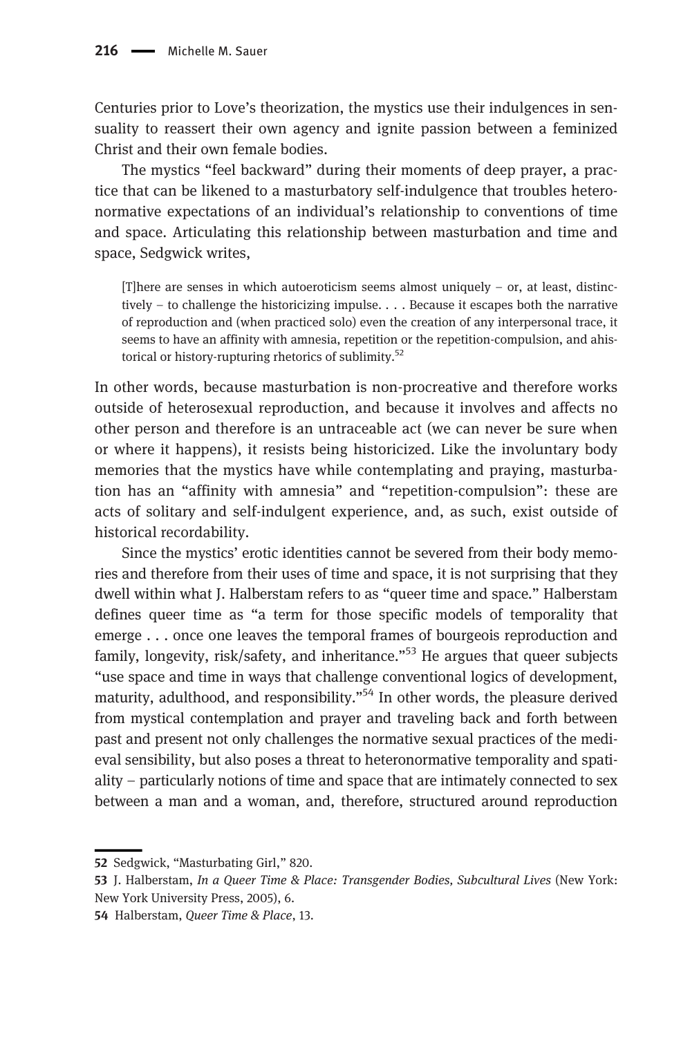Centuries prior to Love's theorization, the mystics use their indulgences in sensuality to reassert their own agency and ignite passion between a feminized Christ and their own female bodies.

The mystics "feel backward" during their moments of deep prayer, a practice that can be likened to a masturbatory self-indulgence that troubles heteronormative expectations of an individual's relationship to conventions of time and space. Articulating this relationship between masturbation and time and space, Sedgwick writes,

> [T]here are senses in which autoeroticism seems almost uniquely – or, at least, distinctively – to challenge the historicizing impulse. . . . Because it escapes both the narrative of reproduction and (when practiced solo) even the creation of any interpersonal trace, it seems to have an affinity with amnesia, repetition or the repetition-compulsion, and ahistorical or history-rupturing rhetorics of sublimity.[52]

In other words, because masturbation is non-procreative and therefore works outside of heterosexual reproduction, and because it involves and affects no other person and therefore is an untraceable act (we can never be sure when or where it happens), it resists being historicized. Like the involuntary body memories that the mystics have while contemplating and praying, masturbation has an "affinity with amnesia" and "repetition-compulsion": these are acts of solitary and self-indulgent experience, and, as such, exist outside of historical recordability.

Since the mystics' erotic identities cannot be severed from their body memories and therefore from their uses of time and space, it is not surprising that they dwell within what J. Halberstam refers to as "queer time and space." Halberstam defines queer time as "a term for those specific models of temporality that emerge . . . once one leaves the temporal frames of bourgeois reproduction and family, longevity, risk/safety, and inheritance."[53] He argues that queer subjects "use space and time in ways that challenge conventional logics of development, maturity, adulthood, and responsibility."[54] In other words, the pleasure derived from mystical contemplation and prayer and traveling back and forth between past and present not only challenges the normative sexual practices of the medieval sensibility, but also poses a threat to heteronormative temporality and spatiality – particularly notions of time and space that are intimately connected to sex between a man and a woman, and, therefore, structured around reproduction

---

**52** Sedgwick, "Masturbating Girl," 820.

**53** J. Halberstam, *In a Queer Time & Place: Transgender Bodies, Subcultural Lives* (New York: New York University Press, 2005), 6.

**54** Halberstam, *Queer Time & Place*, 13.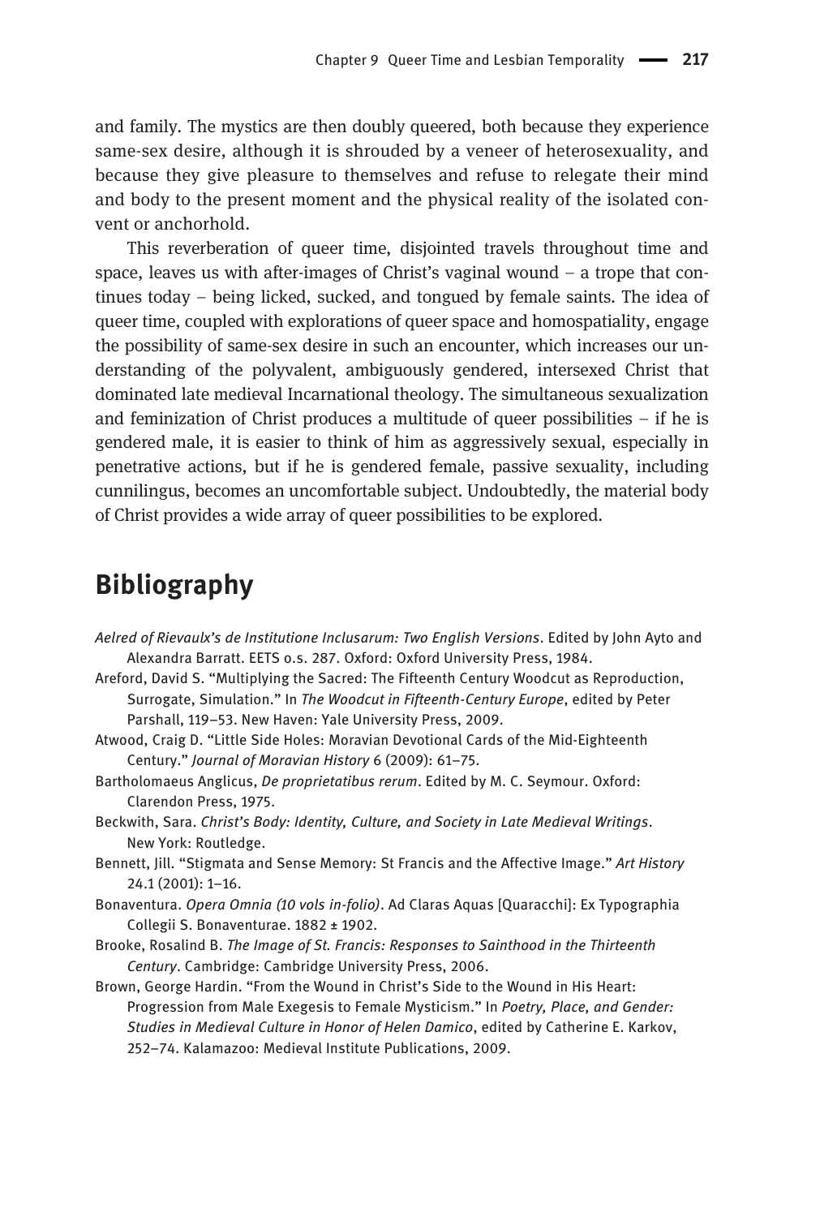and family. The mystics are then doubly queered, both because they experience same-sex desire, although it is shrouded by a veneer of heterosexuality, and because they give pleasure to themselves and refuse to relegate their mind and body to the present moment and the physical reality of the isolated convent or anchorhold.

This reverberation of queer time, disjointed travels throughout time and space, leaves us with after-images of Christ's vaginal wound – a trope that continues today – being licked, sucked, and tongued by female saints. The idea of queer time, coupled with explorations of queer space and homospatiality, engage the possibility of same-sex desire in such an encounter, which increases our understanding of the polyvalent, ambiguously gendered, intersexed Christ that dominated late medieval Incarnational theology. The simultaneous sexualization and feminization of Christ produces a multitude of queer possibilities – if he is gendered male, it is easier to think of him as aggressively sexual, especially in penetrative actions, but if he is gendered female, passive sexuality, including cunnilingus, becomes an uncomfortable subject. Undoubtedly, the material body of Christ provides a wide array of queer possibilities to be explored.

## Bibliography

*Aelred of Rievaulx's de Institutione Inclusarum: Two English Versions*. Edited by John Ayto and Alexandra Barratt. EETS o.s. 287. Oxford: Oxford University Press, 1984.

Areford, David S. "Multiplying the Sacred: The Fifteenth Century Woodcut as Reproduction, Surrogate, Simulation." In *The Woodcut in Fifteenth-Century Europe*, edited by Peter Parshall, 119–53. New Haven: Yale University Press, 2009.

Atwood, Craig D. "Little Side Holes: Moravian Devotional Cards of the Mid-Eighteenth Century." *Journal of Moravian History* 6 (2009): 61–75.

Bartholomaeus Anglicus, *De proprietatibus rerum*. Edited by M. C. Seymour. Oxford: Clarendon Press, 1975.

Beckwith, Sara. *Christ's Body: Identity, Culture, and Society in Late Medieval Writings*. New York: Routledge.

Bennett, Jill. "Stigmata and Sense Memory: St Francis and the Affective Image." *Art History* 24.1 (2001): 1–16.

Bonaventura. *Opera Omnia (10 vols in-folio)*. Ad Claras Aquas [Quaracchi]: Ex Typographia Collegii S. Bonaventurae. 1882 ± 1902.

Brooke, Rosalind B. *The Image of St. Francis: Responses to Sainthood in the Thirteenth Century*. Cambridge: Cambridge University Press, 2006.

Brown, George Hardin. "From the Wound in Christ's Side to the Wound in His Heart: Progression from Male Exegesis to Female Mysticism." In *Poetry, Place, and Gender: Studies in Medieval Culture in Honor of Helen Damico*, edited by Catherine E. Karkov, 252–74. Kalamazoo: Medieval Institute Publications, 2009.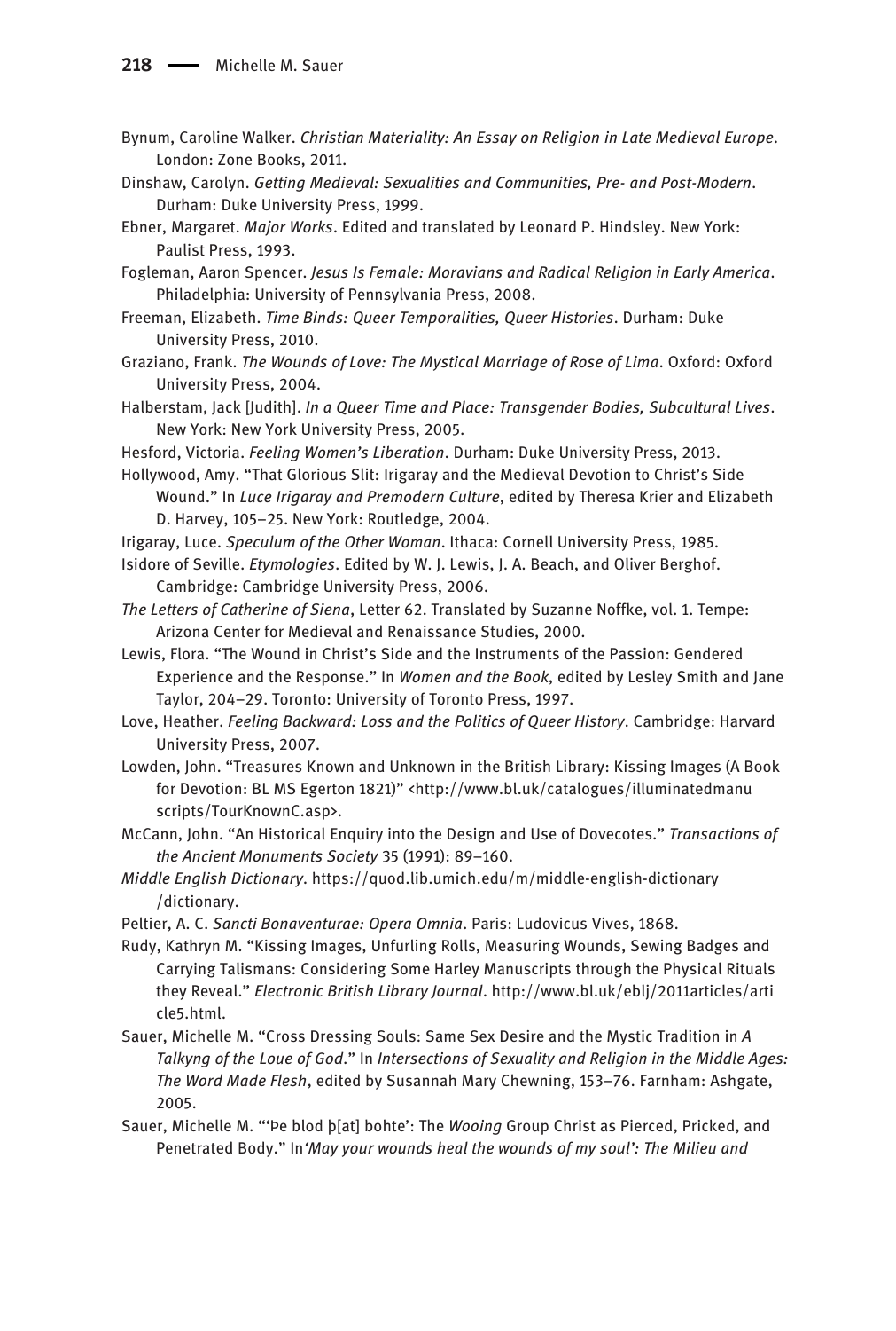Bynum, Caroline Walker. *Christian Materiality: An Essay on Religion in Late Medieval Europe*. London: Zone Books, 2011.

Dinshaw, Carolyn. *Getting Medieval: Sexualities and Communities, Pre- and Post-Modern*. Durham: Duke University Press, 1999.

Ebner, Margaret. *Major Works*. Edited and translated by Leonard P. Hindsley. New York: Paulist Press, 1993.

Fogleman, Aaron Spencer. *Jesus Is Female: Moravians and Radical Religion in Early America*. Philadelphia: University of Pennsylvania Press, 2008.

Freeman, Elizabeth. *Time Binds: Queer Temporalities, Queer Histories*. Durham: Duke University Press, 2010.

Graziano, Frank. *The Wounds of Love: The Mystical Marriage of Rose of Lima*. Oxford: Oxford University Press, 2004.

Halberstam, Jack [Judith]. *In a Queer Time and Place: Transgender Bodies, Subcultural Lives*. New York: New York University Press, 2005.

Hesford, Victoria. *Feeling Women's Liberation*. Durham: Duke University Press, 2013.

Hollywood, Amy. "That Glorious Slit: Irigaray and the Medieval Devotion to Christ's Side Wound." In *Luce Irigaray and Premodern Culture*, edited by Theresa Krier and Elizabeth D. Harvey, 105–25. New York: Routledge, 2004.

Irigaray, Luce. *Speculum of the Other Woman*. Ithaca: Cornell University Press, 1985.

Isidore of Seville. *Etymologies*. Edited by W. J. Lewis, J. A. Beach, and Oliver Berghof. Cambridge: Cambridge University Press, 2006.

*The Letters of Catherine of Siena*, Letter 62. Translated by Suzanne Noffke, vol. 1. Tempe: Arizona Center for Medieval and Renaissance Studies, 2000.

Lewis, Flora. "The Wound in Christ's Side and the Instruments of the Passion: Gendered Experience and the Response." In *Women and the Book*, edited by Lesley Smith and Jane Taylor, 204–29. Toronto: University of Toronto Press, 1997.

Love, Heather. *Feeling Backward: Loss and the Politics of Queer History*. Cambridge: Harvard University Press, 2007.

Lowden, John. "Treasures Known and Unknown in the British Library: Kissing Images (A Book for Devotion: BL MS Egerton 1821)" <http://www.bl.uk/catalogues/illuminatedmanuscripts/TourKnownC.asp>.

McCann, John. "An Historical Enquiry into the Design and Use of Dovecotes." *Transactions of the Ancient Monuments Society* 35 (1991): 89–160.

*Middle English Dictionary*. https://quod.lib.umich.edu/m/middle-english-dictionary/dictionary.

Peltier, A. C. *Sancti Bonaventurae: Opera Omnia*. Paris: Ludovicus Vives, 1868.

Rudy, Kathryn M. "Kissing Images, Unfurling Rolls, Measuring Wounds, Sewing Badges and Carrying Talismans: Considering Some Harley Manuscripts through the Physical Rituals they Reveal." *Electronic British Library Journal*. http://www.bl.uk/eblj/2011articles/article5.html.

Sauer, Michelle M. "Cross Dressing Souls: Same Sex Desire and the Mystic Tradition in *A Talkyng of the Loue of God*." In *Intersections of Sexuality and Religion in the Middle Ages: The Word Made Flesh*, edited by Susannah Mary Chewning, 153–76. Farnham: Ashgate, 2005.

Sauer, Michelle M. "'Þe blod þ[at] bohte': The *Wooing* Group Christ as Pierced, Pricked, and Penetrated Body." In *'May your wounds heal the wounds of my soul': The Milieu and*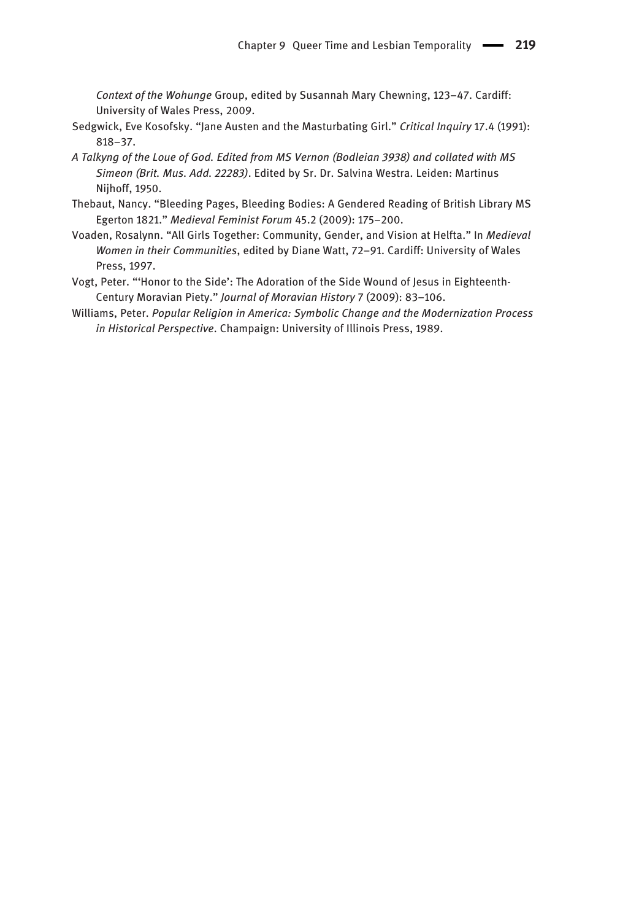*Context of the Wohunge* Group, edited by Susannah Mary Chewning, 123–47. Cardiff: University of Wales Press, 2009.

Sedgwick, Eve Kosofsky. "Jane Austen and the Masturbating Girl." *Critical Inquiry* 17.4 (1991): 818–37.

*A Talkyng of the Loue of God. Edited from MS Vernon (Bodleian 3938) and collated with MS Simeon (Brit. Mus. Add. 22283)*. Edited by Sr. Dr. Salvina Westra. Leiden: Martinus Nijhoff, 1950.

Thebaut, Nancy. "Bleeding Pages, Bleeding Bodies: A Gendered Reading of British Library MS Egerton 1821." *Medieval Feminist Forum* 45.2 (2009): 175–200.

Voaden, Rosalynn. "All Girls Together: Community, Gender, and Vision at Helfta." In *Medieval Women in their Communities*, edited by Diane Watt, 72–91. Cardiff: University of Wales Press, 1997.

Vogt, Peter. "'Honor to the Side': The Adoration of the Side Wound of Jesus in Eighteenth-Century Moravian Piety." *Journal of Moravian History* 7 (2009): 83–106.

Williams, Peter. *Popular Religion in America: Symbolic Change and the Modernization Process in Historical Perspective*. Champaign: University of Illinois Press, 1989.